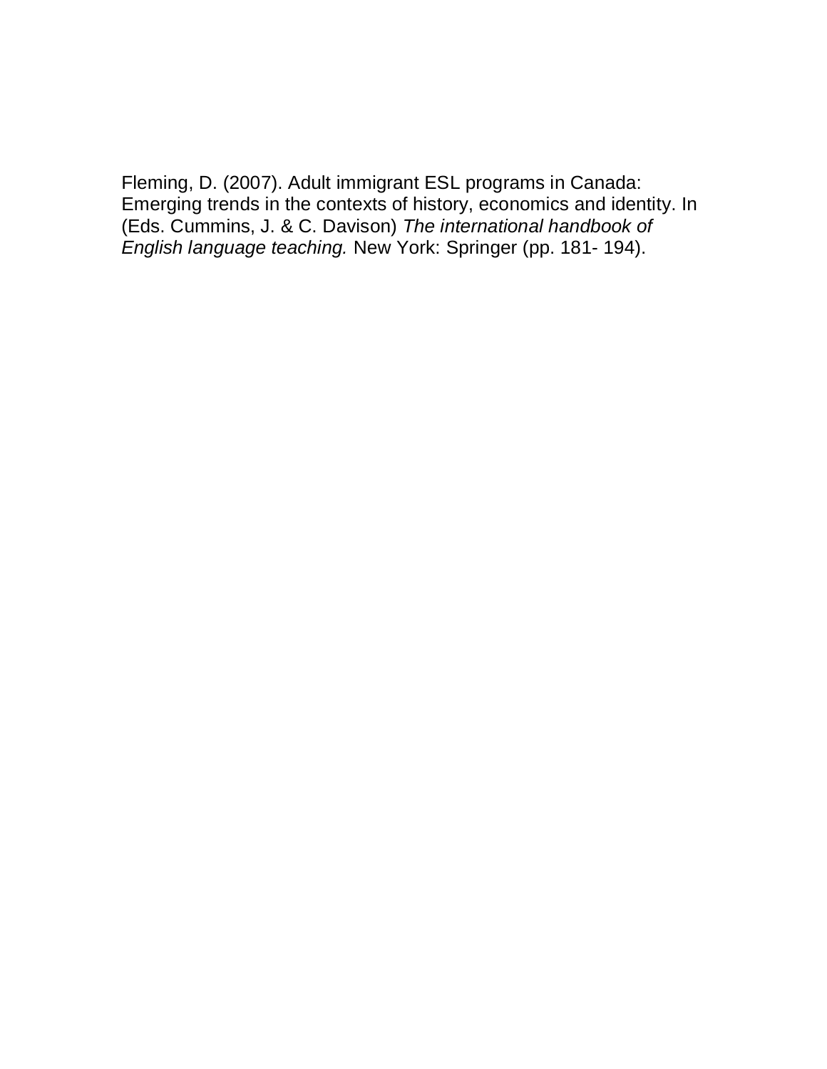Fleming, D. (2007). Adult immigrant ESL programs in Canada: Emerging trends in the contexts of history, economics and identity. In (Eds. Cummins, J. & C. Davison) *The international handbook of English language teaching.* New York: Springer (pp. 181- 194).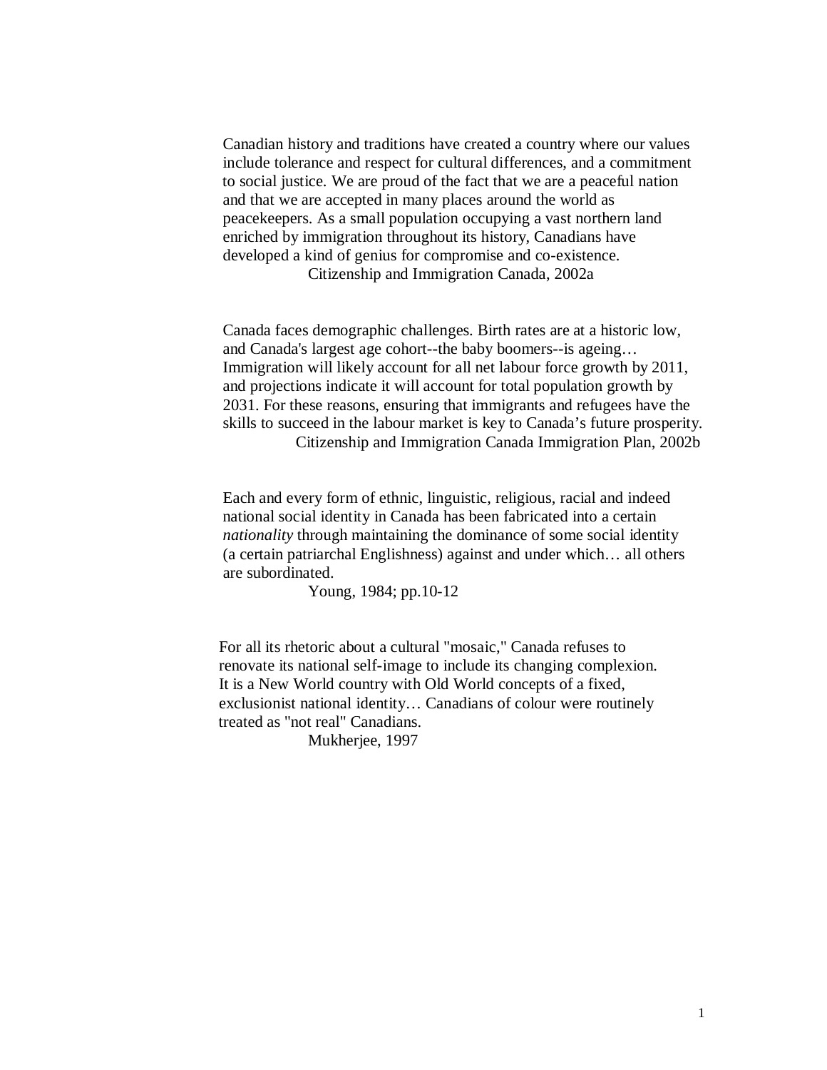> Canadian history and traditions have created a country where our values include tolerance and respect for cultural differences, and a commitment to social justice. We are proud of the fact that we are a peaceful nation and that we are accepted in many places around the world as peacekeepers. As a small population occupying a vast northern land enriched by immigration throughout its history, Canadians have developed a kind of genius for compromise and co-existence.
>
> Citizenship and Immigration Canada, 2002a

> Canada faces demographic challenges. Birth rates are at a historic low, and Canada's largest age cohort--the baby boomers--is ageing… Immigration will likely account for all net labour force growth by 2011, and projections indicate it will account for total population growth by 2031. For these reasons, ensuring that immigrants and refugees have the skills to succeed in the labour market is key to Canada's future prosperity.
>
> Citizenship and Immigration Canada Immigration Plan, 2002b

> Each and every form of ethnic, linguistic, religious, racial and indeed national social identity in Canada has been fabricated into a certain *nationality* through maintaining the dominance of some social identity (a certain patriarchal Englishness) against and under which… all others are subordinated.
>
> Young, 1984; pp.10-12

> For all its rhetoric about a cultural "mosaic," Canada refuses to renovate its national self-image to include its changing complexion. It is a New World country with Old World concepts of a fixed, exclusionist national identity… Canadians of colour were routinely treated as "not real" Canadians.
>
> Mukherjee, 1997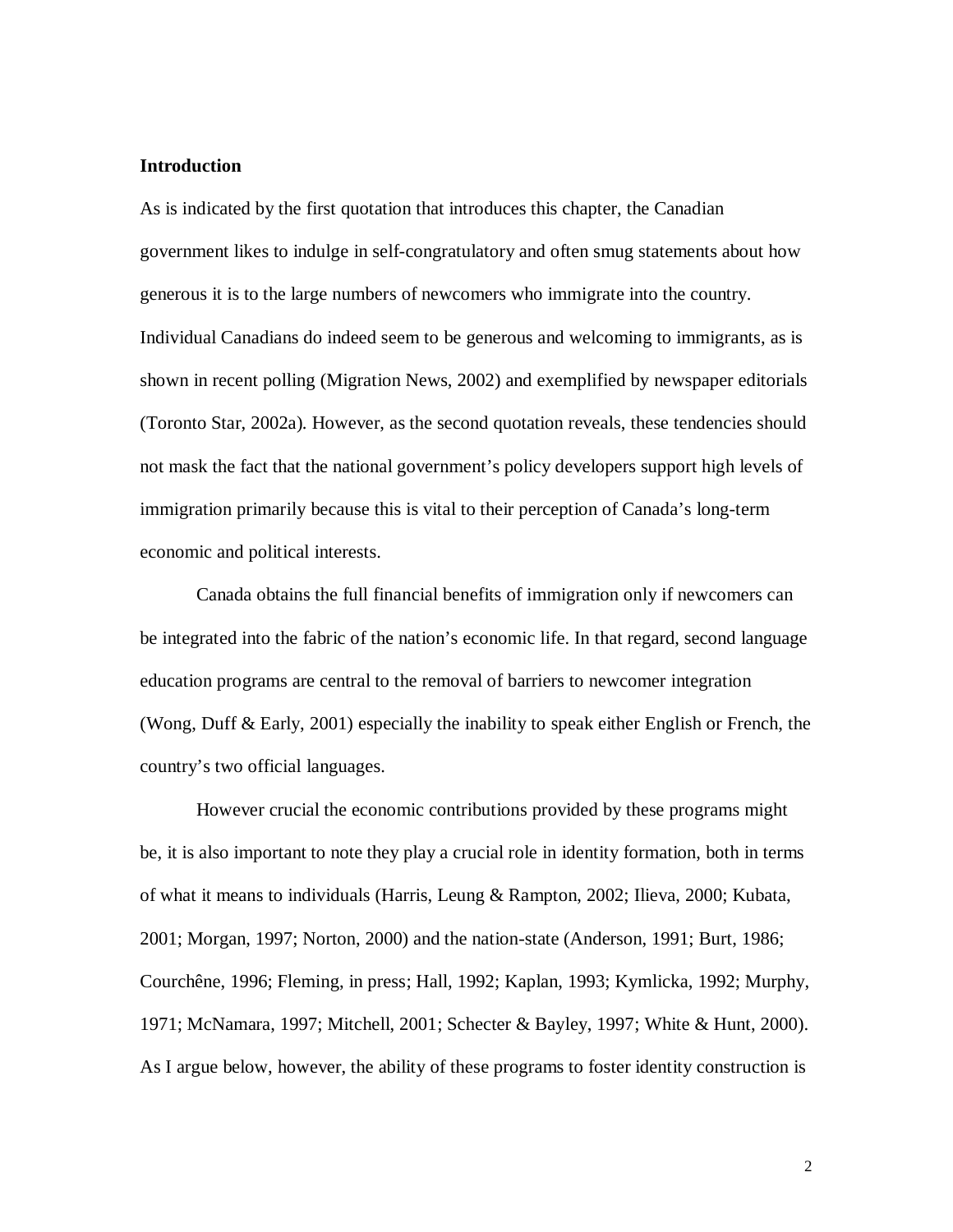## Introduction

As is indicated by the first quotation that introduces this chapter, the Canadian government likes to indulge in self-congratulatory and often smug statements about how generous it is to the large numbers of newcomers who immigrate into the country. Individual Canadians do indeed seem to be generous and welcoming to immigrants, as is shown in recent polling (Migration News, 2002) and exemplified by newspaper editorials (Toronto Star, 2002a). However, as the second quotation reveals, these tendencies should not mask the fact that the national government's policy developers support high levels of immigration primarily because this is vital to their perception of Canada's long-term economic and political interests.

Canada obtains the full financial benefits of immigration only if newcomers can be integrated into the fabric of the nation's economic life. In that regard, second language education programs are central to the removal of barriers to newcomer integration (Wong, Duff & Early, 2001) especially the inability to speak either English or French, the country's two official languages.

However crucial the economic contributions provided by these programs might be, it is also important to note they play a crucial role in identity formation, both in terms of what it means to individuals (Harris, Leung & Rampton, 2002; Ilieva, 2000; Kubata, 2001; Morgan, 1997; Norton, 2000) and the nation-state (Anderson, 1991; Burt, 1986; Courchêne, 1996; Fleming, in press; Hall, 1992; Kaplan, 1993; Kymlicka, 1992; Murphy, 1971; McNamara, 1997; Mitchell, 2001; Schecter & Bayley, 1997; White & Hunt, 2000). As I argue below, however, the ability of these programs to foster identity construction is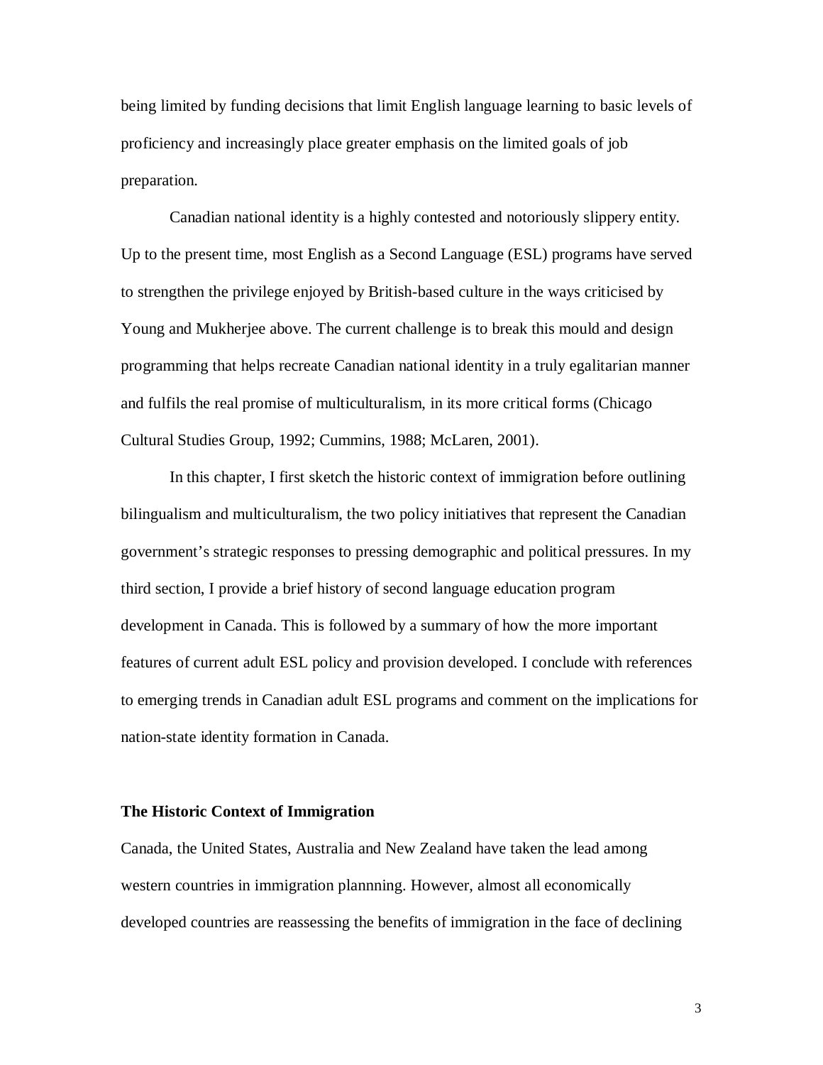being limited by funding decisions that limit English language learning to basic levels of proficiency and increasingly place greater emphasis on the limited goals of job preparation.

Canadian national identity is a highly contested and notoriously slippery entity. Up to the present time, most English as a Second Language (ESL) programs have served to strengthen the privilege enjoyed by British-based culture in the ways criticised by Young and Mukherjee above. The current challenge is to break this mould and design programming that helps recreate Canadian national identity in a truly egalitarian manner and fulfils the real promise of multiculturalism, in its more critical forms (Chicago Cultural Studies Group, 1992; Cummins, 1988; McLaren, 2001).

In this chapter, I first sketch the historic context of immigration before outlining bilingualism and multiculturalism, the two policy initiatives that represent the Canadian government's strategic responses to pressing demographic and political pressures. In my third section, I provide a brief history of second language education program development in Canada. This is followed by a summary of how the more important features of current adult ESL policy and provision developed. I conclude with references to emerging trends in Canadian adult ESL programs and comment on the implications for nation-state identity formation in Canada.

**The Historic Context of Immigration**

Canada, the United States, Australia and New Zealand have taken the lead among western countries in immigration plannning. However, almost all economically developed countries are reassessing the benefits of immigration in the face of declining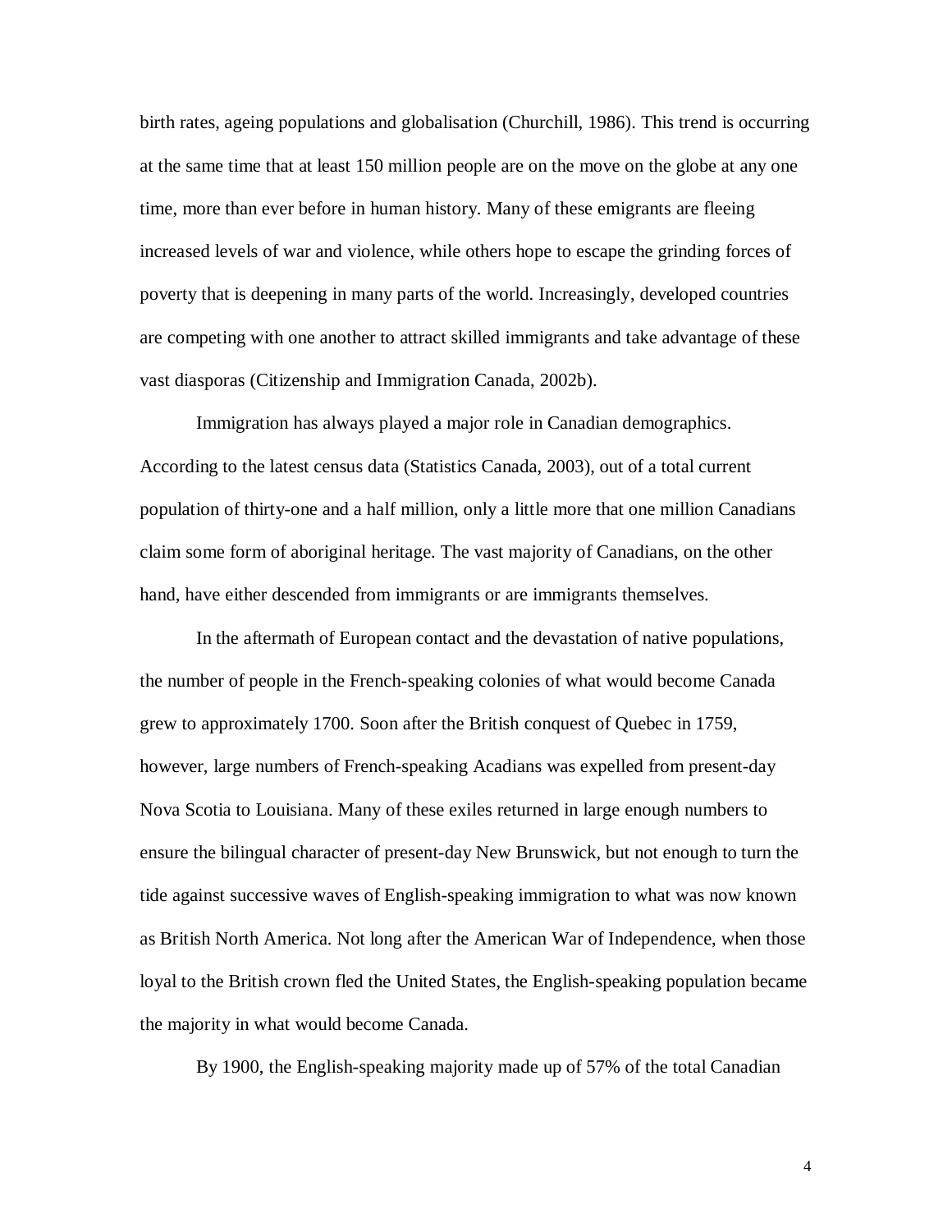birth rates, ageing populations and globalisation (Churchill, 1986). This trend is occurring at the same time that at least 150 million people are on the move on the globe at any one time, more than ever before in human history. Many of these emigrants are fleeing increased levels of war and violence, while others hope to escape the grinding forces of poverty that is deepening in many parts of the world. Increasingly, developed countries are competing with one another to attract skilled immigrants and take advantage of these vast diasporas (Citizenship and Immigration Canada, 2002b).

Immigration has always played a major role in Canadian demographics. According to the latest census data (Statistics Canada, 2003), out of a total current population of thirty-one and a half million, only a little more that one million Canadians claim some form of aboriginal heritage. The vast majority of Canadians, on the other hand, have either descended from immigrants or are immigrants themselves.

In the aftermath of European contact and the devastation of native populations, the number of people in the French-speaking colonies of what would become Canada grew to approximately 1700. Soon after the British conquest of Quebec in 1759, however, large numbers of French-speaking Acadians was expelled from present-day Nova Scotia to Louisiana. Many of these exiles returned in large enough numbers to ensure the bilingual character of present-day New Brunswick, but not enough to turn the tide against successive waves of English-speaking immigration to what was now known as British North America. Not long after the American War of Independence, when those loyal to the British crown fled the United States, the English-speaking population became the majority in what would become Canada.

By 1900, the English-speaking majority made up of 57% of the total Canadian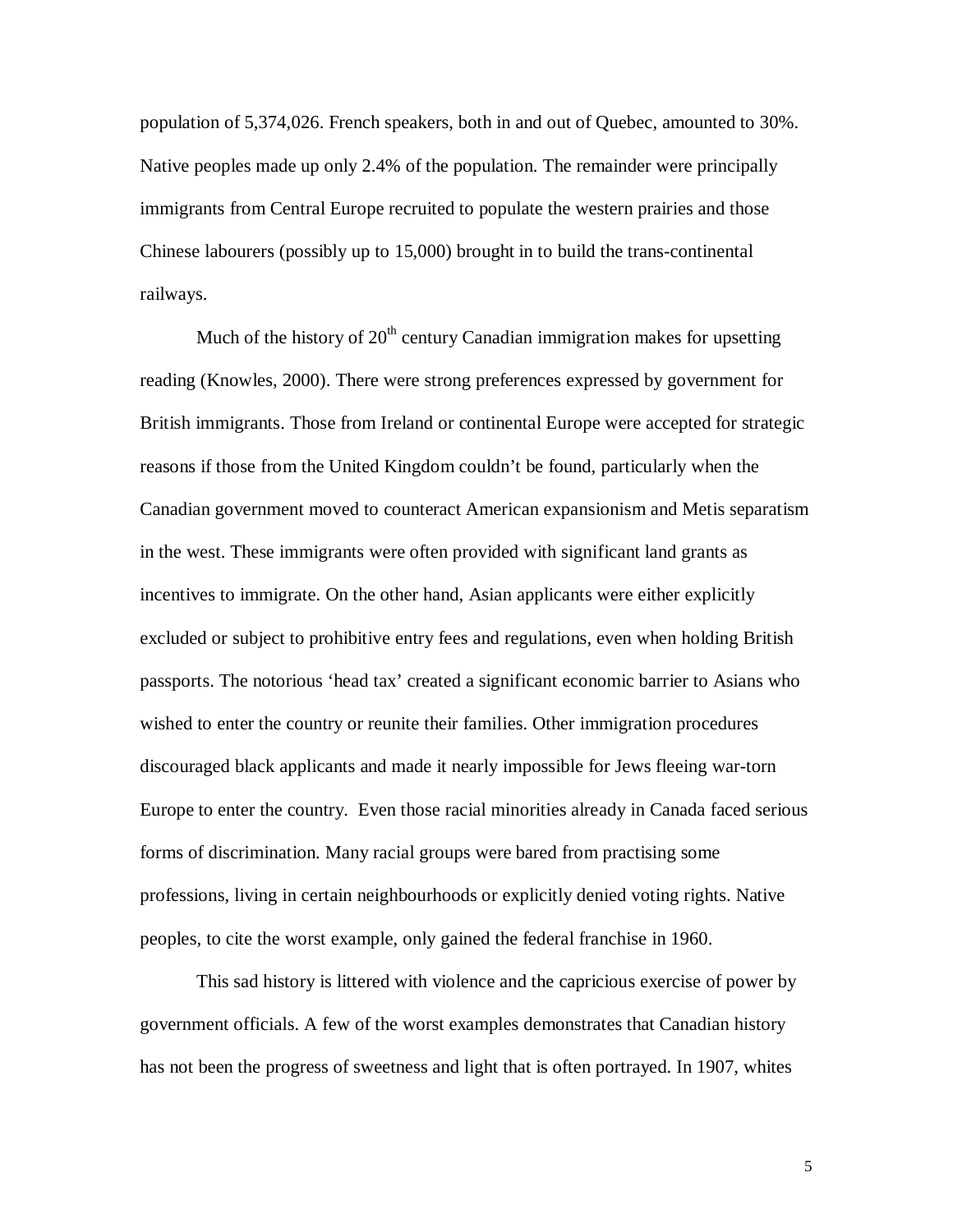population of 5,374,026. French speakers, both in and out of Quebec, amounted to 30%. Native peoples made up only 2.4% of the population. The remainder were principally immigrants from Central Europe recruited to populate the western prairies and those Chinese labourers (possibly up to 15,000) brought in to build the trans-continental railways.

Much of the history of 20th century Canadian immigration makes for upsetting reading (Knowles, 2000). There were strong preferences expressed by government for British immigrants. Those from Ireland or continental Europe were accepted for strategic reasons if those from the United Kingdom couldn't be found, particularly when the Canadian government moved to counteract American expansionism and Metis separatism in the west. These immigrants were often provided with significant land grants as incentives to immigrate. On the other hand, Asian applicants were either explicitly excluded or subject to prohibitive entry fees and regulations, even when holding British passports. The notorious 'head tax' created a significant economic barrier to Asians who wished to enter the country or reunite their families. Other immigration procedures discouraged black applicants and made it nearly impossible for Jews fleeing war-torn Europe to enter the country. Even those racial minorities already in Canada faced serious forms of discrimination. Many racial groups were bared from practising some professions, living in certain neighbourhoods or explicitly denied voting rights. Native peoples, to cite the worst example, only gained the federal franchise in 1960.

This sad history is littered with violence and the capricious exercise of power by government officials. A few of the worst examples demonstrates that Canadian history has not been the progress of sweetness and light that is often portrayed. In 1907, whites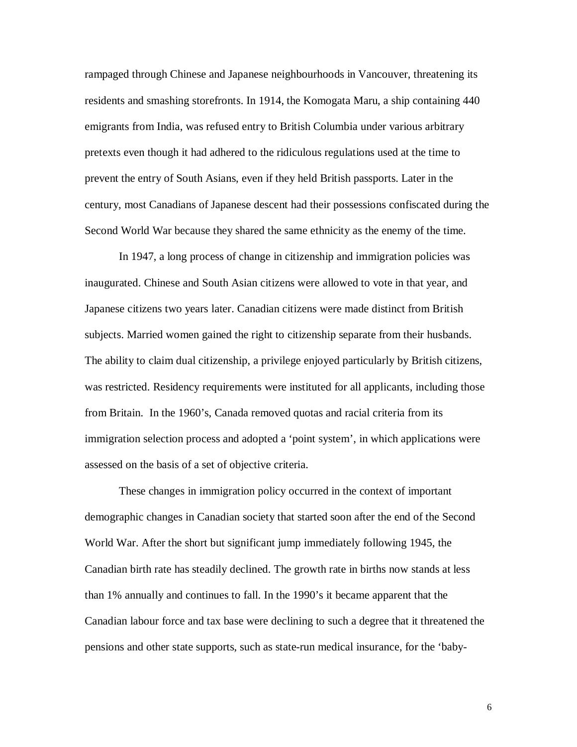rampaged through Chinese and Japanese neighbourhoods in Vancouver, threatening its residents and smashing storefronts. In 1914, the Komogata Maru, a ship containing 440 emigrants from India, was refused entry to British Columbia under various arbitrary pretexts even though it had adhered to the ridiculous regulations used at the time to prevent the entry of South Asians, even if they held British passports. Later in the century, most Canadians of Japanese descent had their possessions confiscated during the Second World War because they shared the same ethnicity as the enemy of the time.

In 1947, a long process of change in citizenship and immigration policies was inaugurated. Chinese and South Asian citizens were allowed to vote in that year, and Japanese citizens two years later. Canadian citizens were made distinct from British subjects. Married women gained the right to citizenship separate from their husbands. The ability to claim dual citizenship, a privilege enjoyed particularly by British citizens, was restricted. Residency requirements were instituted for all applicants, including those from Britain. In the 1960's, Canada removed quotas and racial criteria from its immigration selection process and adopted a 'point system', in which applications were assessed on the basis of a set of objective criteria.

These changes in immigration policy occurred in the context of important demographic changes in Canadian society that started soon after the end of the Second World War. After the short but significant jump immediately following 1945, the Canadian birth rate has steadily declined. The growth rate in births now stands at less than 1% annually and continues to fall. In the 1990's it became apparent that the Canadian labour force and tax base were declining to such a degree that it threatened the pensions and other state supports, such as state-run medical insurance, for the 'baby-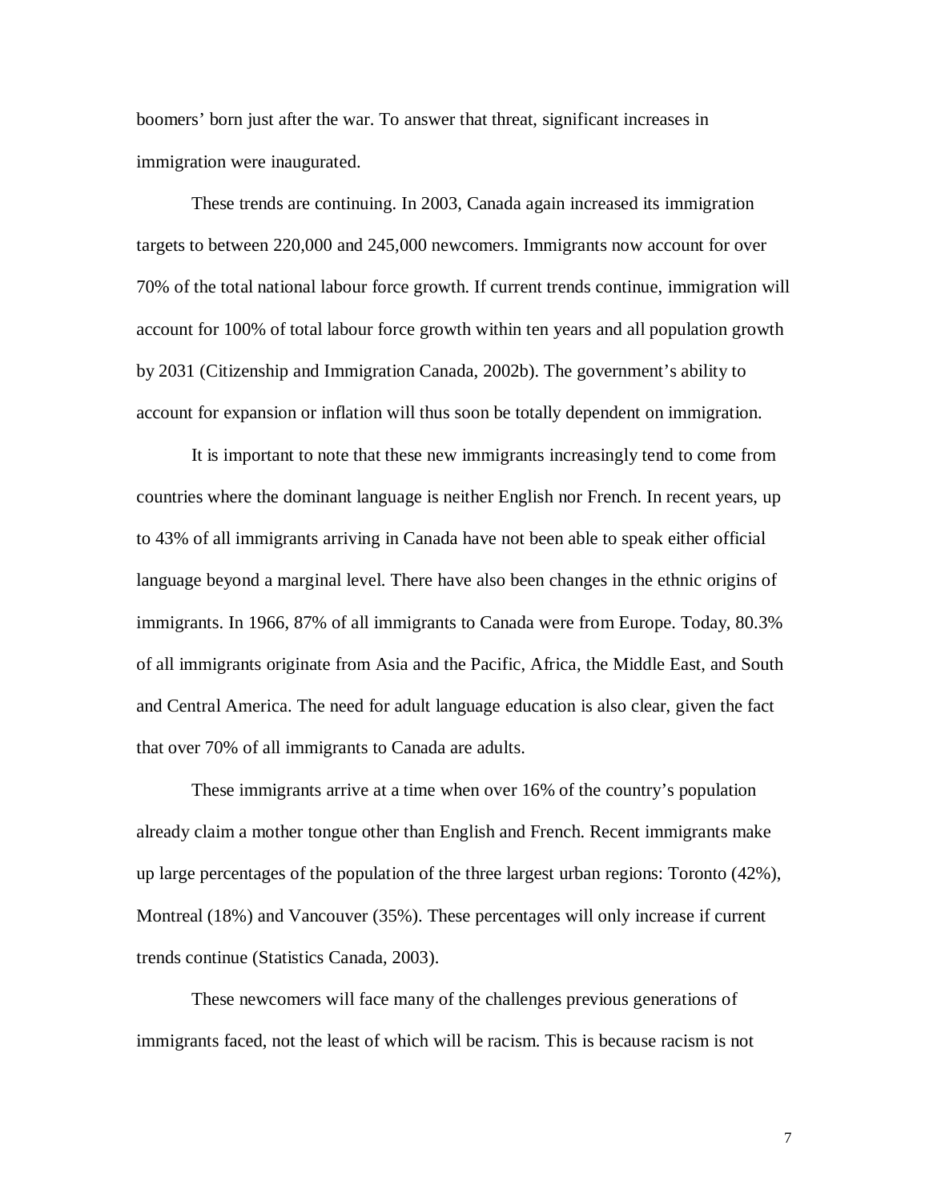boomers' born just after the war. To answer that threat, significant increases in immigration were inaugurated.

These trends are continuing. In 2003, Canada again increased its immigration targets to between 220,000 and 245,000 newcomers. Immigrants now account for over 70% of the total national labour force growth. If current trends continue, immigration will account for 100% of total labour force growth within ten years and all population growth by 2031 (Citizenship and Immigration Canada, 2002b). The government's ability to account for expansion or inflation will thus soon be totally dependent on immigration.

It is important to note that these new immigrants increasingly tend to come from countries where the dominant language is neither English nor French. In recent years, up to 43% of all immigrants arriving in Canada have not been able to speak either official language beyond a marginal level. There have also been changes in the ethnic origins of immigrants. In 1966, 87% of all immigrants to Canada were from Europe. Today, 80.3% of all immigrants originate from Asia and the Pacific, Africa, the Middle East, and South and Central America. The need for adult language education is also clear, given the fact that over 70% of all immigrants to Canada are adults.

These immigrants arrive at a time when over 16% of the country's population already claim a mother tongue other than English and French. Recent immigrants make up large percentages of the population of the three largest urban regions: Toronto (42%), Montreal (18%) and Vancouver (35%). These percentages will only increase if current trends continue (Statistics Canada, 2003).

These newcomers will face many of the challenges previous generations of immigrants faced, not the least of which will be racism. This is because racism is not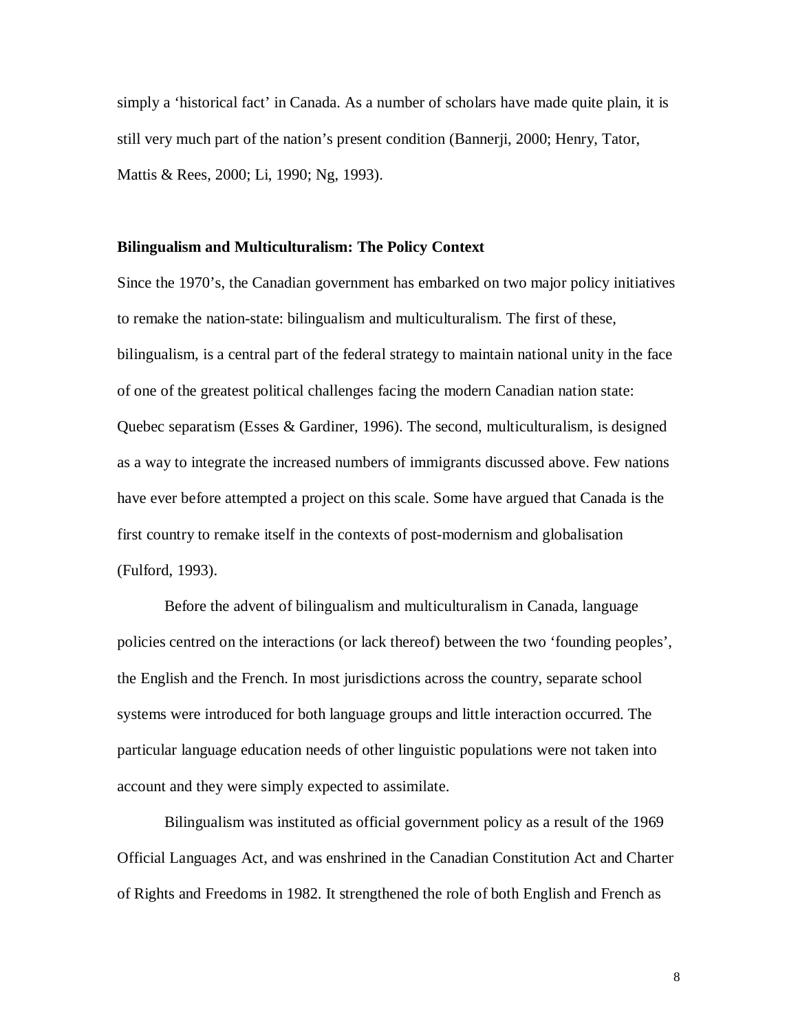simply a 'historical fact' in Canada. As a number of scholars have made quite plain, it is still very much part of the nation's present condition (Bannerji, 2000; Henry, Tator, Mattis & Rees, 2000; Li, 1990; Ng, 1993).

**Bilingualism and Multiculturalism: The Policy Context**

Since the 1970's, the Canadian government has embarked on two major policy initiatives to remake the nation-state: bilingualism and multiculturalism. The first of these, bilingualism, is a central part of the federal strategy to maintain national unity in the face of one of the greatest political challenges facing the modern Canadian nation state: Quebec separatism (Esses & Gardiner, 1996). The second, multiculturalism, is designed as a way to integrate the increased numbers of immigrants discussed above. Few nations have ever before attempted a project on this scale. Some have argued that Canada is the first country to remake itself in the contexts of post-modernism and globalisation (Fulford, 1993).

Before the advent of bilingualism and multiculturalism in Canada, language policies centred on the interactions (or lack thereof) between the two 'founding peoples', the English and the French. In most jurisdictions across the country, separate school systems were introduced for both language groups and little interaction occurred. The particular language education needs of other linguistic populations were not taken into account and they were simply expected to assimilate.

Bilingualism was instituted as official government policy as a result of the 1969 Official Languages Act, and was enshrined in the Canadian Constitution Act and Charter of Rights and Freedoms in 1982. It strengthened the role of both English and French as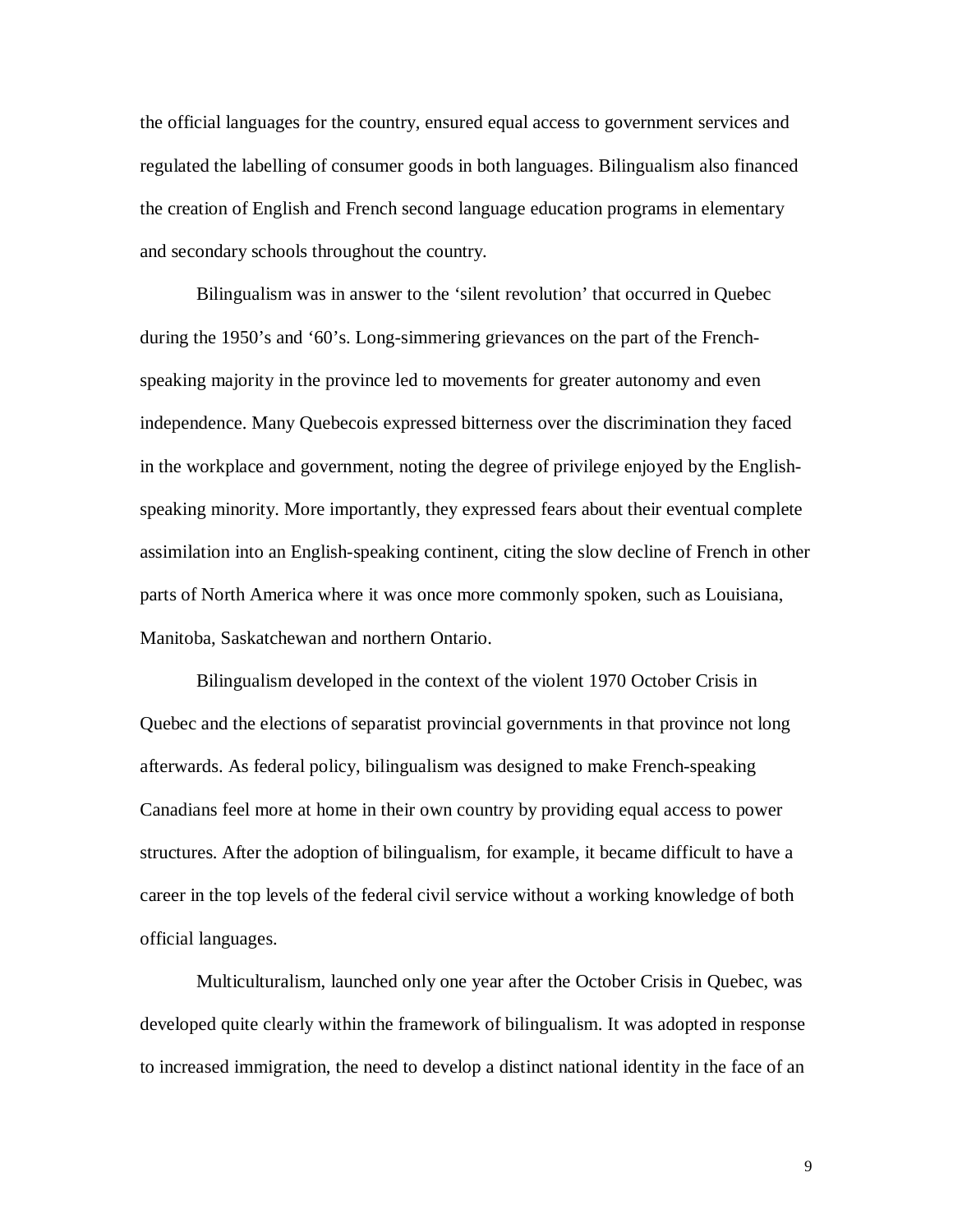the official languages for the country, ensured equal access to government services and regulated the labelling of consumer goods in both languages. Bilingualism also financed the creation of English and French second language education programs in elementary and secondary schools throughout the country.

Bilingualism was in answer to the ‘silent revolution’ that occurred in Quebec during the 1950’s and ‘60’s. Long-simmering grievances on the part of the French-speaking majority in the province led to movements for greater autonomy and even independence. Many Quebecois expressed bitterness over the discrimination they faced in the workplace and government, noting the degree of privilege enjoyed by the English-speaking minority. More importantly, they expressed fears about their eventual complete assimilation into an English-speaking continent, citing the slow decline of French in other parts of North America where it was once more commonly spoken, such as Louisiana, Manitoba, Saskatchewan and northern Ontario.

Bilingualism developed in the context of the violent 1970 October Crisis in Quebec and the elections of separatist provincial governments in that province not long afterwards. As federal policy, bilingualism was designed to make French-speaking Canadians feel more at home in their own country by providing equal access to power structures. After the adoption of bilingualism, for example, it became difficult to have a career in the top levels of the federal civil service without a working knowledge of both official languages.

Multiculturalism, launched only one year after the October Crisis in Quebec, was developed quite clearly within the framework of bilingualism. It was adopted in response to increased immigration, the need to develop a distinct national identity in the face of an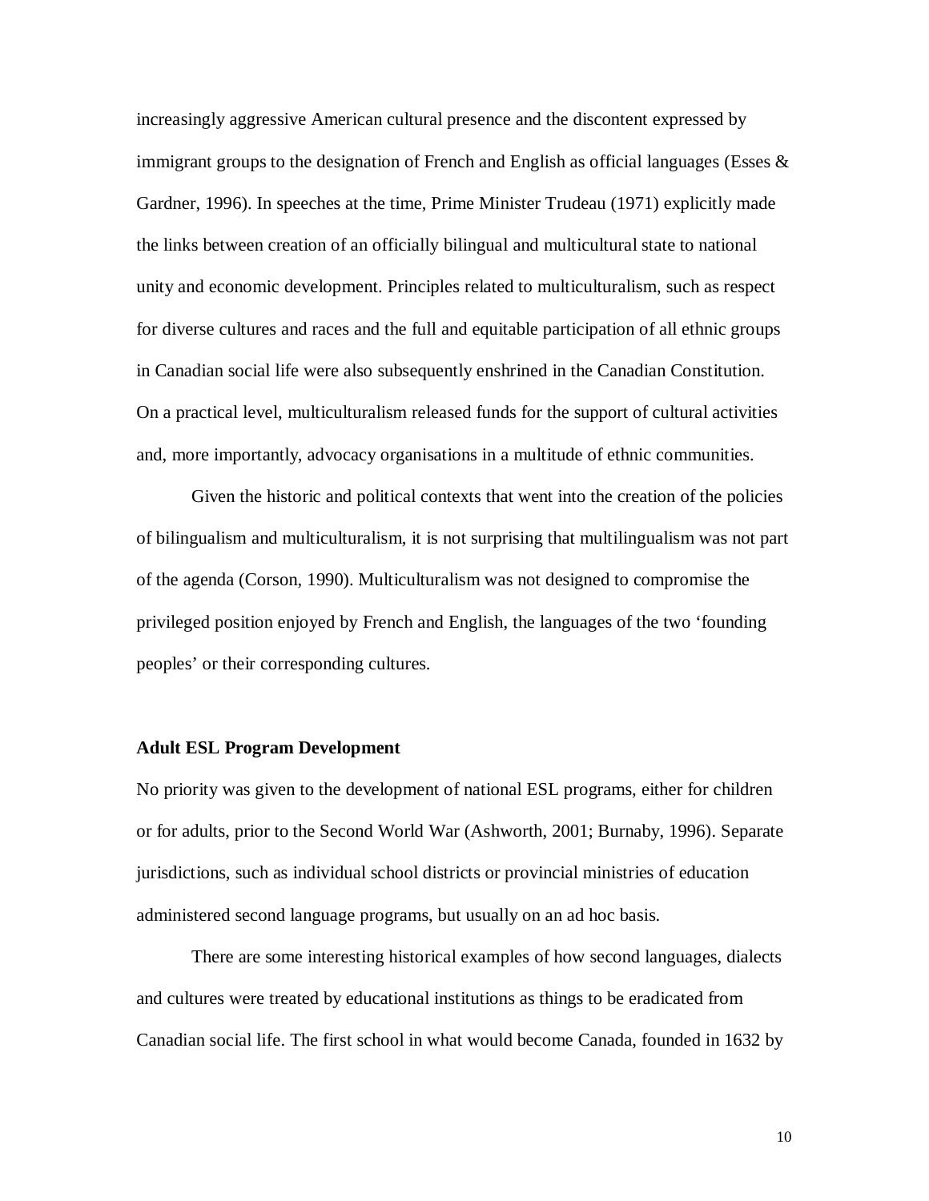increasingly aggressive American cultural presence and the discontent expressed by immigrant groups to the designation of French and English as official languages (Esses & Gardner, 1996). In speeches at the time, Prime Minister Trudeau (1971) explicitly made the links between creation of an officially bilingual and multicultural state to national unity and economic development. Principles related to multiculturalism, such as respect for diverse cultures and races and the full and equitable participation of all ethnic groups in Canadian social life were also subsequently enshrined in the Canadian Constitution. On a practical level, multiculturalism released funds for the support of cultural activities and, more importantly, advocacy organisations in a multitude of ethnic communities.

Given the historic and political contexts that went into the creation of the policies of bilingualism and multiculturalism, it is not surprising that multilingualism was not part of the agenda (Corson, 1990). Multiculturalism was not designed to compromise the privileged position enjoyed by French and English, the languages of the two 'founding peoples' or their corresponding cultures.

**Adult ESL Program Development**

No priority was given to the development of national ESL programs, either for children or for adults, prior to the Second World War (Ashworth, 2001; Burnaby, 1996). Separate jurisdictions, such as individual school districts or provincial ministries of education administered second language programs, but usually on an ad hoc basis.

There are some interesting historical examples of how second languages, dialects and cultures were treated by educational institutions as things to be eradicated from Canadian social life. The first school in what would become Canada, founded in 1632 by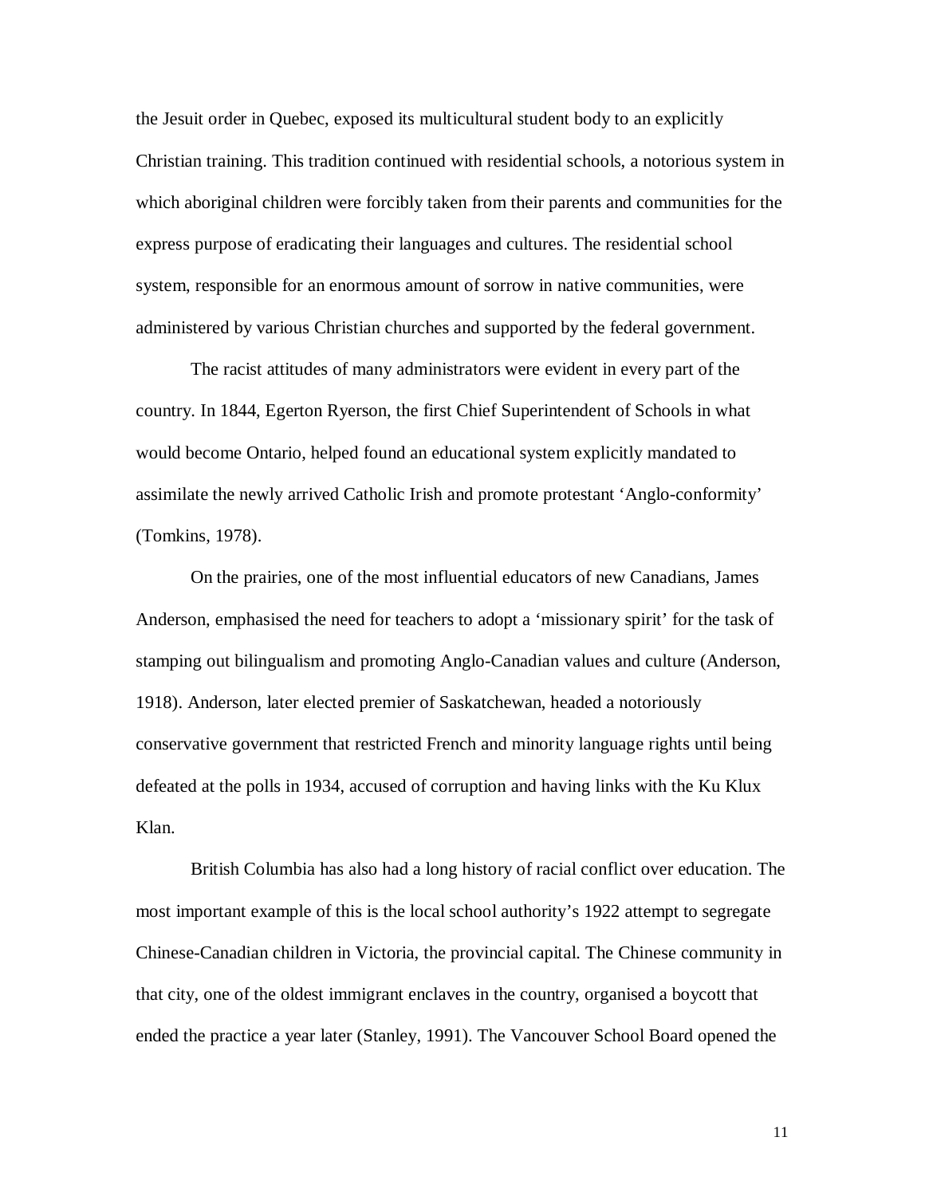the Jesuit order in Quebec, exposed its multicultural student body to an explicitly Christian training. This tradition continued with residential schools, a notorious system in which aboriginal children were forcibly taken from their parents and communities for the express purpose of eradicating their languages and cultures. The residential school system, responsible for an enormous amount of sorrow in native communities, were administered by various Christian churches and supported by the federal government.

The racist attitudes of many administrators were evident in every part of the country. In 1844, Egerton Ryerson, the first Chief Superintendent of Schools in what would become Ontario, helped found an educational system explicitly mandated to assimilate the newly arrived Catholic Irish and promote protestant 'Anglo-conformity' (Tomkins, 1978).

On the prairies, one of the most influential educators of new Canadians, James Anderson, emphasised the need for teachers to adopt a 'missionary spirit' for the task of stamping out bilingualism and promoting Anglo-Canadian values and culture (Anderson, 1918). Anderson, later elected premier of Saskatchewan, headed a notoriously conservative government that restricted French and minority language rights until being defeated at the polls in 1934, accused of corruption and having links with the Ku Klux Klan.

British Columbia has also had a long history of racial conflict over education. The most important example of this is the local school authority's 1922 attempt to segregate Chinese-Canadian children in Victoria, the provincial capital. The Chinese community in that city, one of the oldest immigrant enclaves in the country, organised a boycott that ended the practice a year later (Stanley, 1991). The Vancouver School Board opened the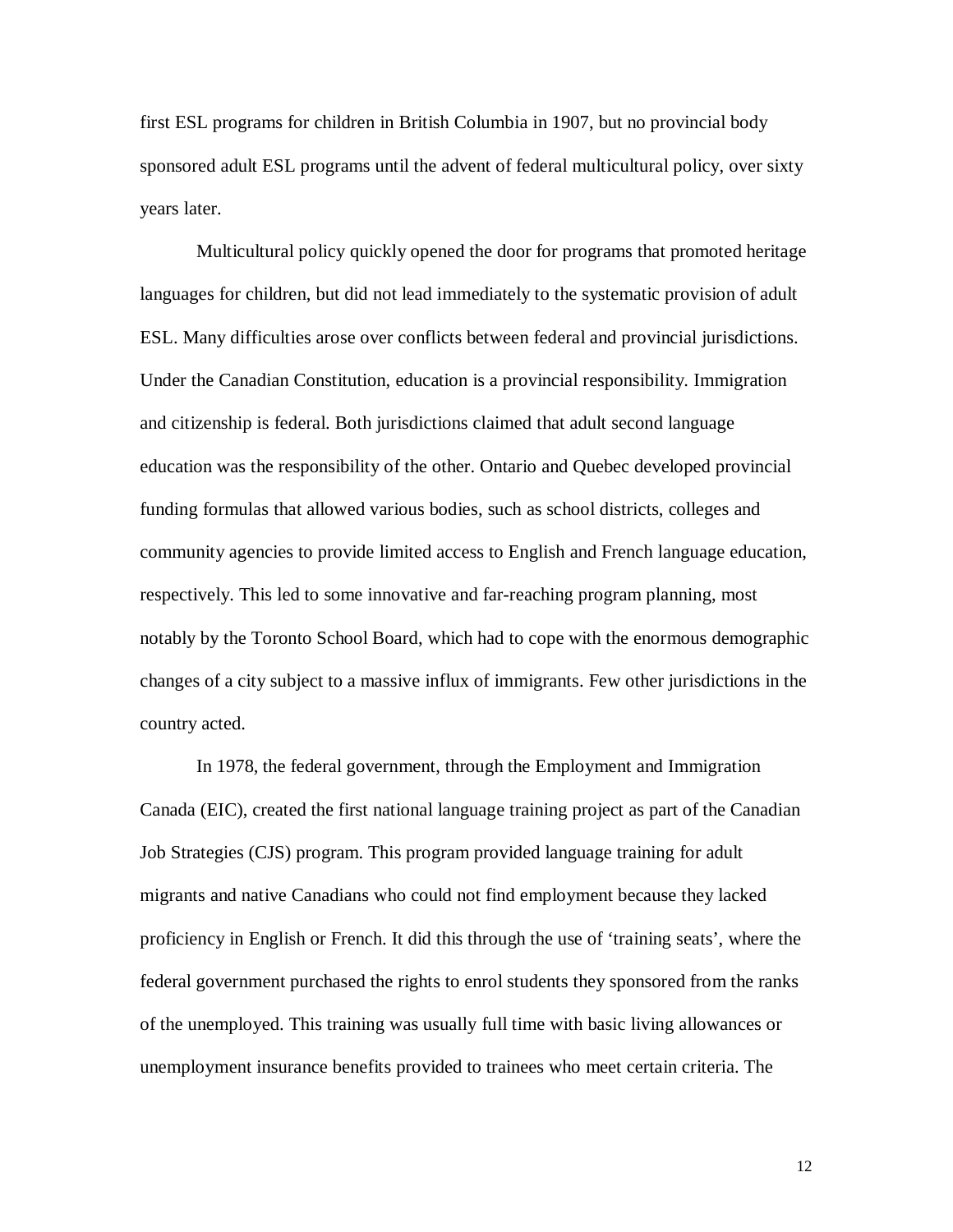first ESL programs for children in British Columbia in 1907, but no provincial body sponsored adult ESL programs until the advent of federal multicultural policy, over sixty years later.

Multicultural policy quickly opened the door for programs that promoted heritage languages for children, but did not lead immediately to the systematic provision of adult ESL. Many difficulties arose over conflicts between federal and provincial jurisdictions. Under the Canadian Constitution, education is a provincial responsibility. Immigration and citizenship is federal. Both jurisdictions claimed that adult second language education was the responsibility of the other. Ontario and Quebec developed provincial funding formulas that allowed various bodies, such as school districts, colleges and community agencies to provide limited access to English and French language education, respectively. This led to some innovative and far-reaching program planning, most notably by the Toronto School Board, which had to cope with the enormous demographic changes of a city subject to a massive influx of immigrants. Few other jurisdictions in the country acted.

In 1978, the federal government, through the Employment and Immigration Canada (EIC), created the first national language training project as part of the Canadian Job Strategies (CJS) program. This program provided language training for adult migrants and native Canadians who could not find employment because they lacked proficiency in English or French. It did this through the use of 'training seats', where the federal government purchased the rights to enrol students they sponsored from the ranks of the unemployed. This training was usually full time with basic living allowances or unemployment insurance benefits provided to trainees who meet certain criteria. The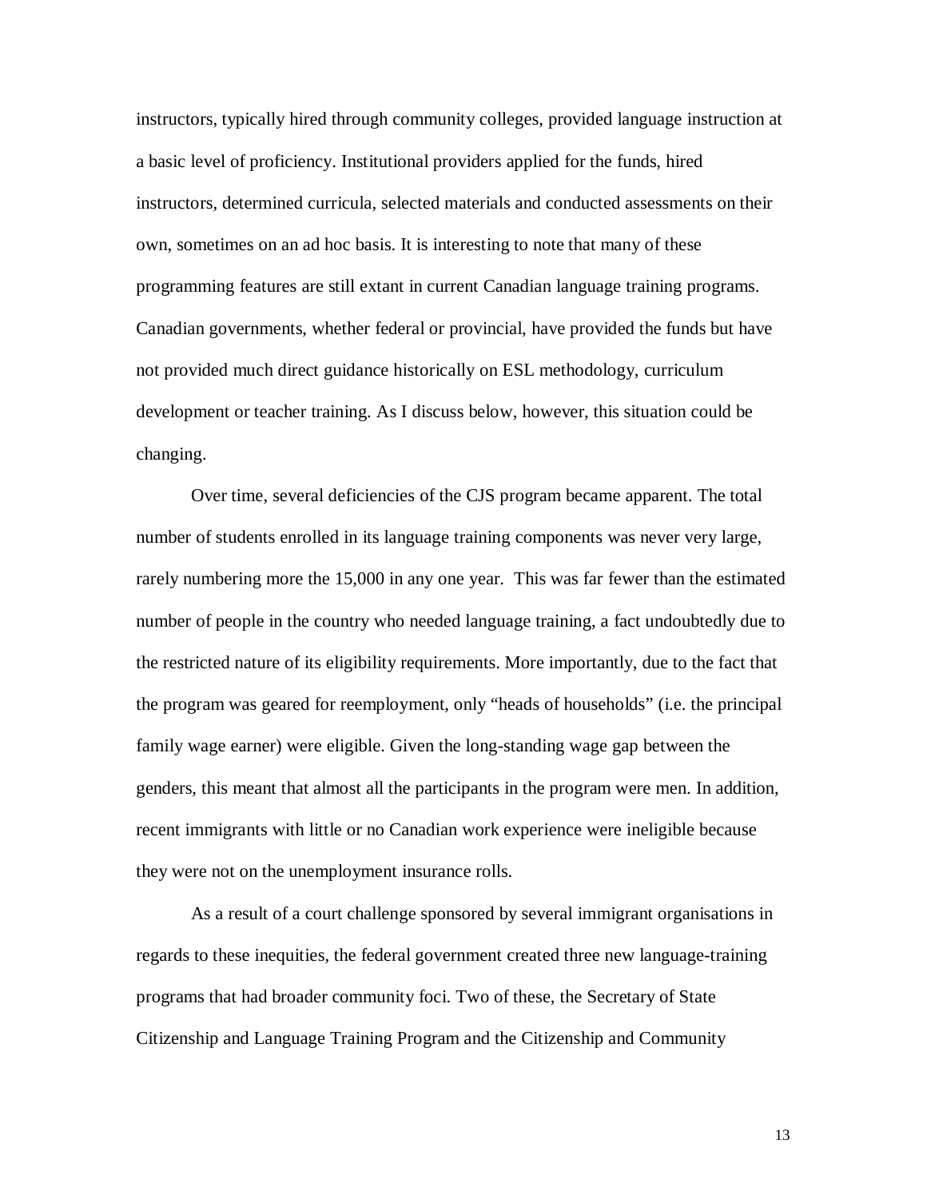instructors, typically hired through community colleges, provided language instruction at a basic level of proficiency. Institutional providers applied for the funds, hired instructors, determined curricula, selected materials and conducted assessments on their own, sometimes on an ad hoc basis. It is interesting to note that many of these programming features are still extant in current Canadian language training programs. Canadian governments, whether federal or provincial, have provided the funds but have not provided much direct guidance historically on ESL methodology, curriculum development or teacher training. As I discuss below, however, this situation could be changing.

Over time, several deficiencies of the CJS program became apparent. The total number of students enrolled in its language training components was never very large, rarely numbering more the 15,000 in any one year. This was far fewer than the estimated number of people in the country who needed language training, a fact undoubtedly due to the restricted nature of its eligibility requirements. More importantly, due to the fact that the program was geared for reemployment, only "heads of households" (i.e. the principal family wage earner) were eligible. Given the long-standing wage gap between the genders, this meant that almost all the participants in the program were men. In addition, recent immigrants with little or no Canadian work experience were ineligible because they were not on the unemployment insurance rolls.

As a result of a court challenge sponsored by several immigrant organisations in regards to these inequities, the federal government created three new language-training programs that had broader community foci. Two of these, the Secretary of State Citizenship and Language Training Program and the Citizenship and Community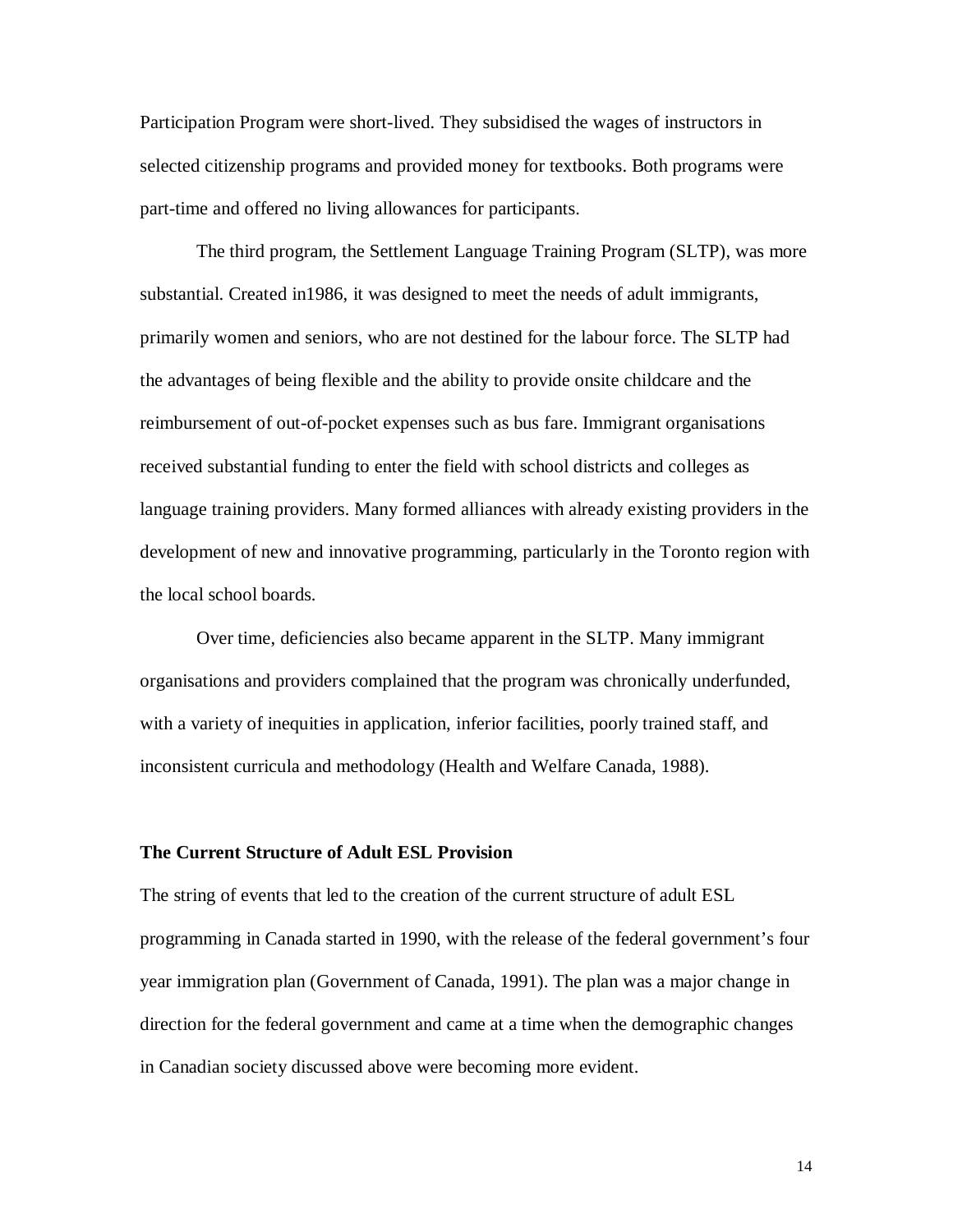Participation Program were short-lived. They subsidised the wages of instructors in selected citizenship programs and provided money for textbooks. Both programs were part-time and offered no living allowances for participants.

The third program, the Settlement Language Training Program (SLTP), was more substantial. Created in1986, it was designed to meet the needs of adult immigrants, primarily women and seniors, who are not destined for the labour force. The SLTP had the advantages of being flexible and the ability to provide onsite childcare and the reimbursement of out-of-pocket expenses such as bus fare. Immigrant organisations received substantial funding to enter the field with school districts and colleges as language training providers. Many formed alliances with already existing providers in the development of new and innovative programming, particularly in the Toronto region with the local school boards.

Over time, deficiencies also became apparent in the SLTP. Many immigrant organisations and providers complained that the program was chronically underfunded, with a variety of inequities in application, inferior facilities, poorly trained staff, and inconsistent curricula and methodology (Health and Welfare Canada, 1988).

### The Current Structure of Adult ESL Provision

The string of events that led to the creation of the current structure of adult ESL programming in Canada started in 1990, with the release of the federal government's four year immigration plan (Government of Canada, 1991). The plan was a major change in direction for the federal government and came at a time when the demographic changes in Canadian society discussed above were becoming more evident.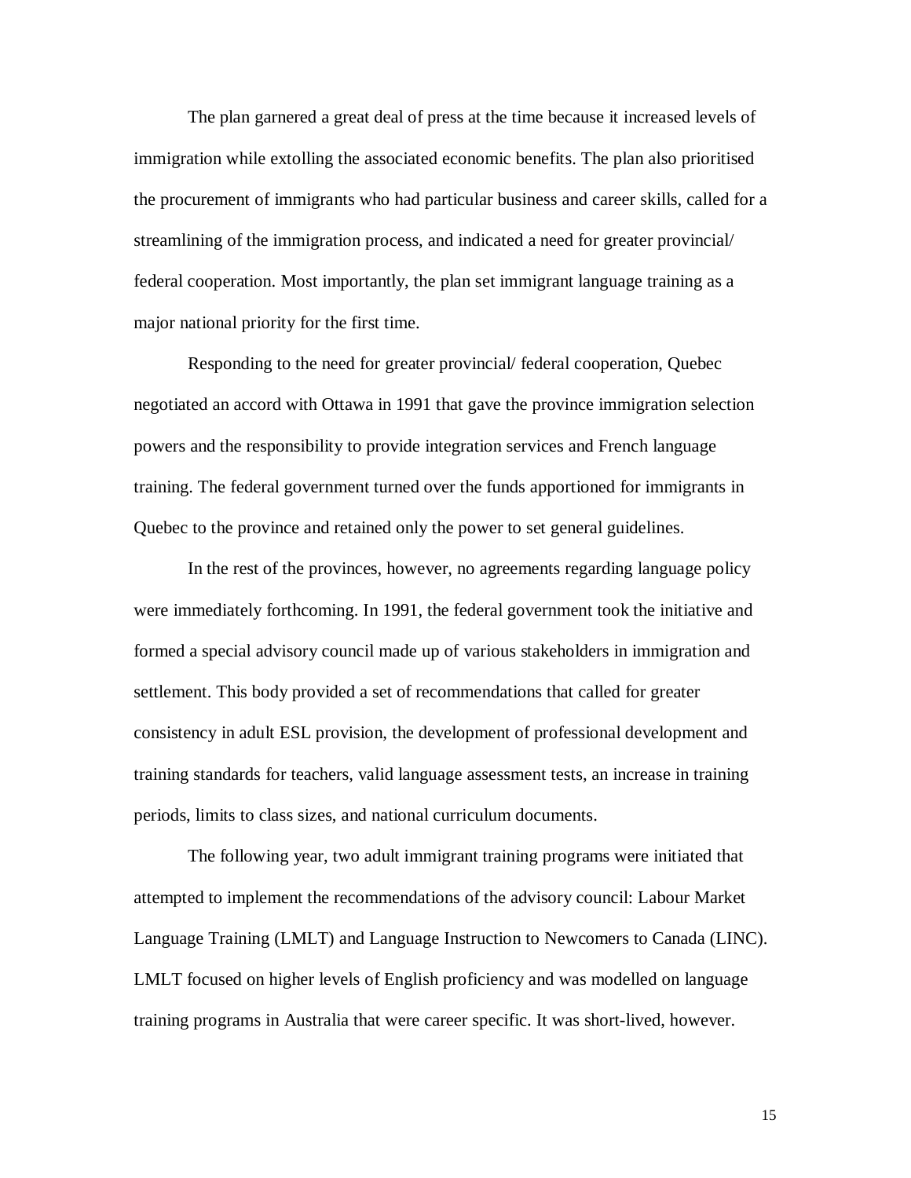The plan garnered a great deal of press at the time because it increased levels of immigration while extolling the associated economic benefits. The plan also prioritised the procurement of immigrants who had particular business and career skills, called for a streamlining of the immigration process, and indicated a need for greater provincial/ federal cooperation. Most importantly, the plan set immigrant language training as a major national priority for the first time.

Responding to the need for greater provincial/ federal cooperation, Quebec negotiated an accord with Ottawa in 1991 that gave the province immigration selection powers and the responsibility to provide integration services and French language training. The federal government turned over the funds apportioned for immigrants in Quebec to the province and retained only the power to set general guidelines.

In the rest of the provinces, however, no agreements regarding language policy were immediately forthcoming. In 1991, the federal government took the initiative and formed a special advisory council made up of various stakeholders in immigration and settlement. This body provided a set of recommendations that called for greater consistency in adult ESL provision, the development of professional development and training standards for teachers, valid language assessment tests, an increase in training periods, limits to class sizes, and national curriculum documents.

The following year, two adult immigrant training programs were initiated that attempted to implement the recommendations of the advisory council: Labour Market Language Training (LMLT) and Language Instruction to Newcomers to Canada (LINC). LMLT focused on higher levels of English proficiency and was modelled on language training programs in Australia that were career specific. It was short-lived, however.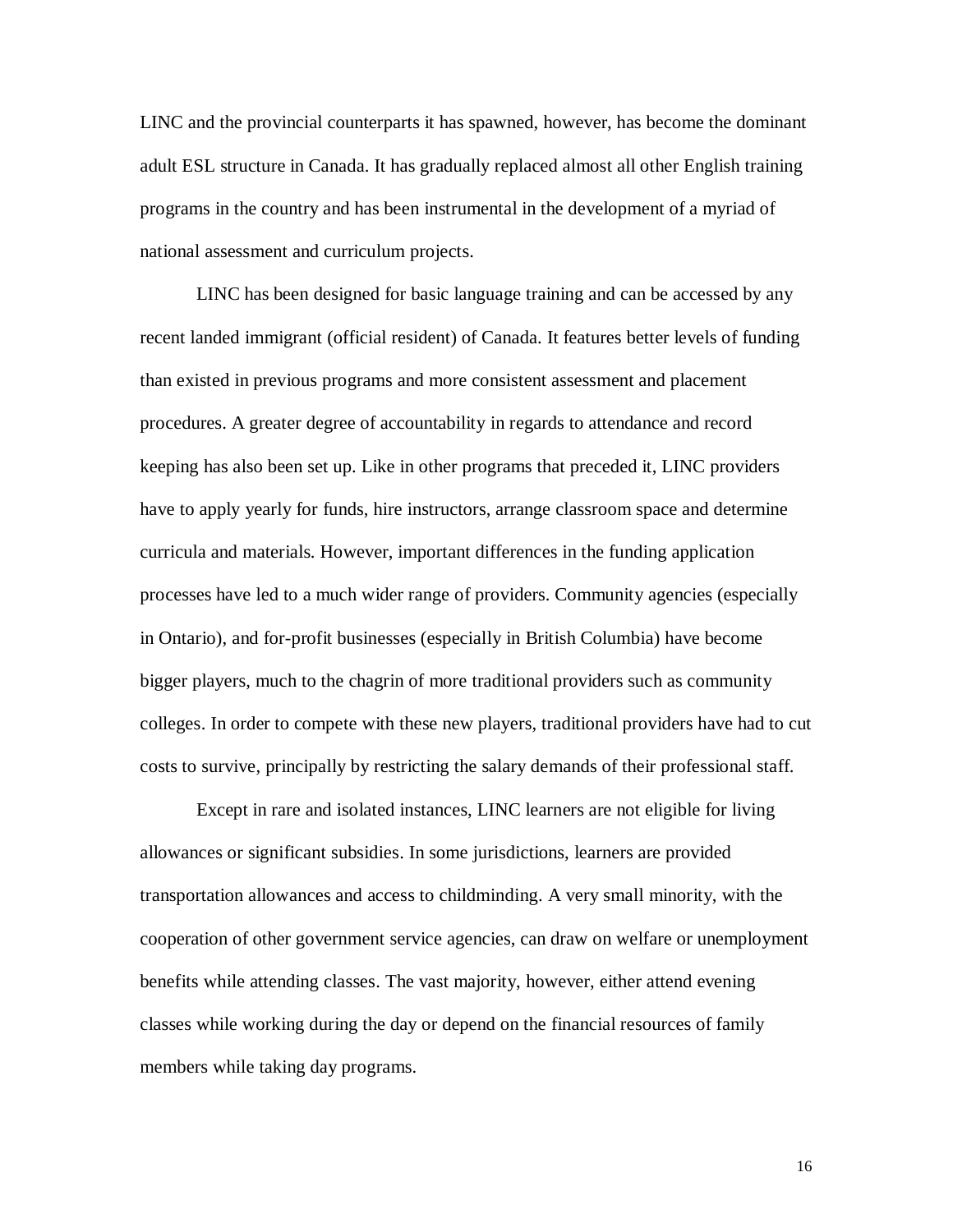LINC and the provincial counterparts it has spawned, however, has become the dominant adult ESL structure in Canada. It has gradually replaced almost all other English training programs in the country and has been instrumental in the development of a myriad of national assessment and curriculum projects.

LINC has been designed for basic language training and can be accessed by any recent landed immigrant (official resident) of Canada. It features better levels of funding than existed in previous programs and more consistent assessment and placement procedures. A greater degree of accountability in regards to attendance and record keeping has also been set up. Like in other programs that preceded it, LINC providers have to apply yearly for funds, hire instructors, arrange classroom space and determine curricula and materials. However, important differences in the funding application processes have led to a much wider range of providers. Community agencies (especially in Ontario), and for-profit businesses (especially in British Columbia) have become bigger players, much to the chagrin of more traditional providers such as community colleges. In order to compete with these new players, traditional providers have had to cut costs to survive, principally by restricting the salary demands of their professional staff.

Except in rare and isolated instances, LINC learners are not eligible for living allowances or significant subsidies. In some jurisdictions, learners are provided transportation allowances and access to childminding. A very small minority, with the cooperation of other government service agencies, can draw on welfare or unemployment benefits while attending classes. The vast majority, however, either attend evening classes while working during the day or depend on the financial resources of family members while taking day programs.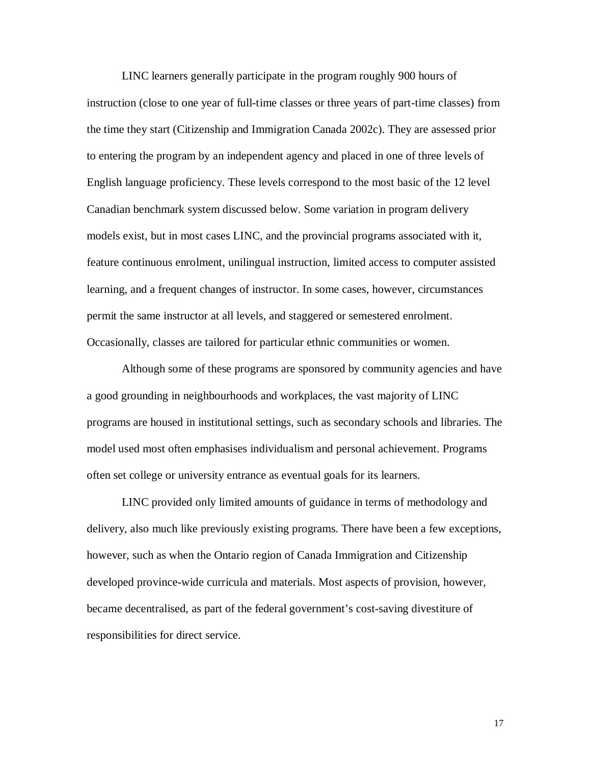LINC learners generally participate in the program roughly 900 hours of instruction (close to one year of full-time classes or three years of part-time classes) from the time they start (Citizenship and Immigration Canada 2002c). They are assessed prior to entering the program by an independent agency and placed in one of three levels of English language proficiency. These levels correspond to the most basic of the 12 level Canadian benchmark system discussed below. Some variation in program delivery models exist, but in most cases LINC, and the provincial programs associated with it, feature continuous enrolment, unilingual instruction, limited access to computer assisted learning, and a frequent changes of instructor. In some cases, however, circumstances permit the same instructor at all levels, and staggered or semestered enrolment. Occasionally, classes are tailored for particular ethnic communities or women.

Although some of these programs are sponsored by community agencies and have a good grounding in neighbourhoods and workplaces, the vast majority of LINC programs are housed in institutional settings, such as secondary schools and libraries. The model used most often emphasises individualism and personal achievement. Programs often set college or university entrance as eventual goals for its learners.

LINC provided only limited amounts of guidance in terms of methodology and delivery, also much like previously existing programs. There have been a few exceptions, however, such as when the Ontario region of Canada Immigration and Citizenship developed province-wide curricula and materials. Most aspects of provision, however, became decentralised, as part of the federal government's cost-saving divestiture of responsibilities for direct service.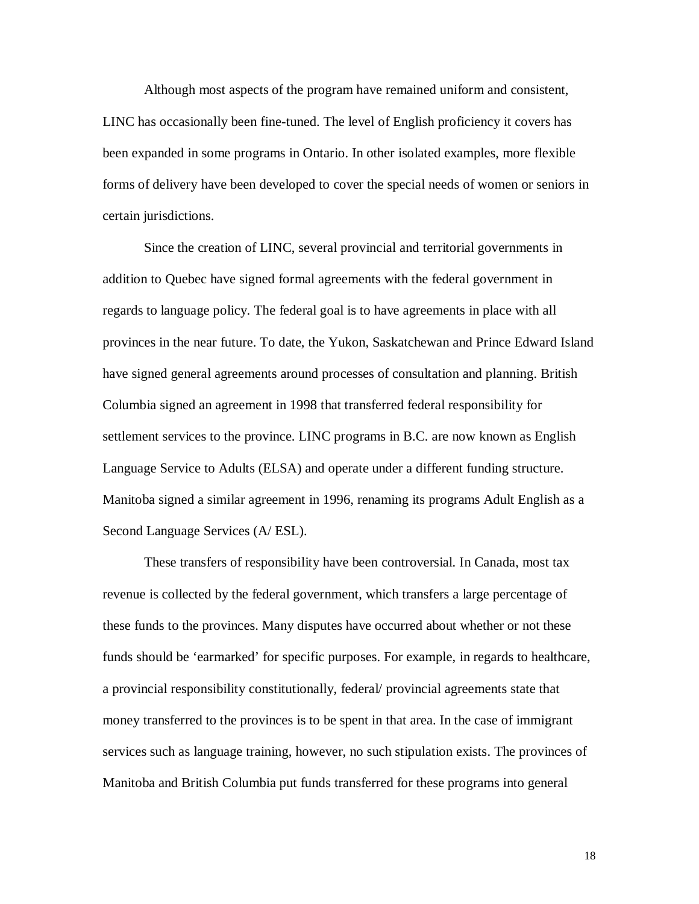Although most aspects of the program have remained uniform and consistent, LINC has occasionally been fine-tuned. The level of English proficiency it covers has been expanded in some programs in Ontario. In other isolated examples, more flexible forms of delivery have been developed to cover the special needs of women or seniors in certain jurisdictions.

Since the creation of LINC, several provincial and territorial governments in addition to Quebec have signed formal agreements with the federal government in regards to language policy. The federal goal is to have agreements in place with all provinces in the near future. To date, the Yukon, Saskatchewan and Prince Edward Island have signed general agreements around processes of consultation and planning. British Columbia signed an agreement in 1998 that transferred federal responsibility for settlement services to the province. LINC programs in B.C. are now known as English Language Service to Adults (ELSA) and operate under a different funding structure. Manitoba signed a similar agreement in 1996, renaming its programs Adult English as a Second Language Services (A/ ESL).

These transfers of responsibility have been controversial. In Canada, most tax revenue is collected by the federal government, which transfers a large percentage of these funds to the provinces. Many disputes have occurred about whether or not these funds should be 'earmarked' for specific purposes. For example, in regards to healthcare, a provincial responsibility constitutionally, federal/ provincial agreements state that money transferred to the provinces is to be spent in that area. In the case of immigrant services such as language training, however, no such stipulation exists. The provinces of Manitoba and British Columbia put funds transferred for these programs into general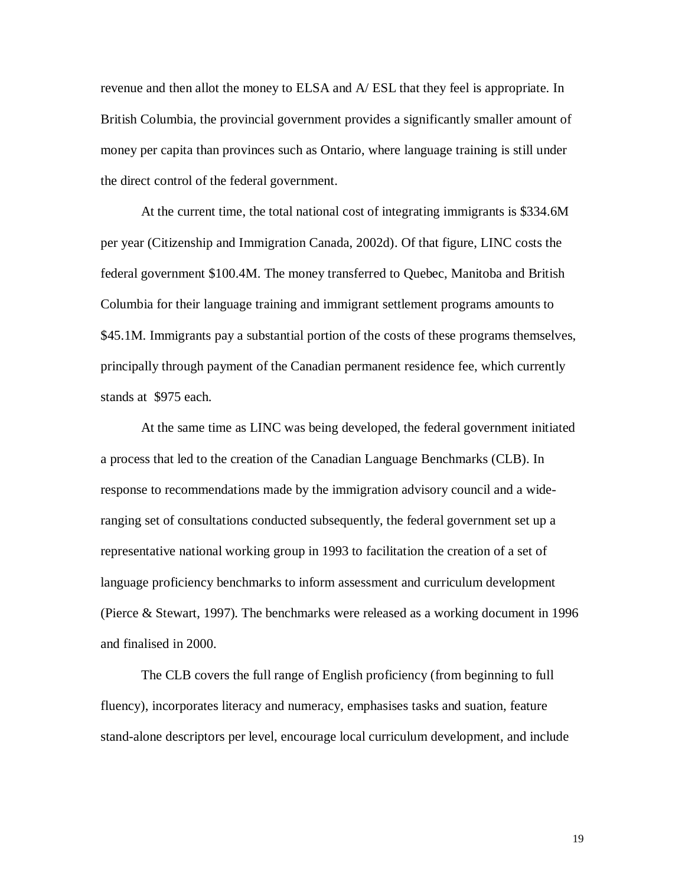revenue and then allot the money to ELSA and A/ ESL that they feel is appropriate. In British Columbia, the provincial government provides a significantly smaller amount of money per capita than provinces such as Ontario, where language training is still under the direct control of the federal government.

At the current time, the total national cost of integrating immigrants is $334.6M per year (Citizenship and Immigration Canada, 2002d). Of that figure, LINC costs the federal government $100.4M. The money transferred to Quebec, Manitoba and British Columbia for their language training and immigrant settlement programs amounts to $45.1M. Immigrants pay a substantial portion of the costs of these programs themselves, principally through payment of the Canadian permanent residence fee, which currently stands at $975 each.

At the same time as LINC was being developed, the federal government initiated a process that led to the creation of the Canadian Language Benchmarks (CLB). In response to recommendations made by the immigration advisory council and a wide-ranging set of consultations conducted subsequently, the federal government set up a representative national working group in 1993 to facilitation the creation of a set of language proficiency benchmarks to inform assessment and curriculum development (Pierce & Stewart, 1997). The benchmarks were released as a working document in 1996 and finalised in 2000.

The CLB covers the full range of English proficiency (from beginning to full fluency), incorporates literacy and numeracy, emphasises tasks and suation, feature stand-alone descriptors per level, encourage local curriculum development, and include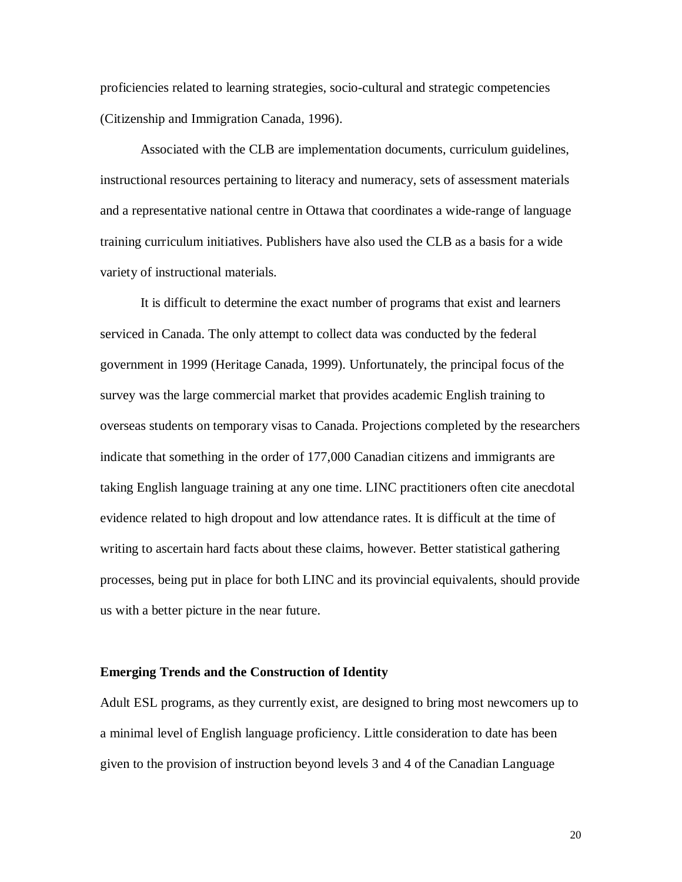proficiencies related to learning strategies, socio-cultural and strategic competencies (Citizenship and Immigration Canada, 1996).

Associated with the CLB are implementation documents, curriculum guidelines, instructional resources pertaining to literacy and numeracy, sets of assessment materials and a representative national centre in Ottawa that coordinates a wide-range of language training curriculum initiatives. Publishers have also used the CLB as a basis for a wide variety of instructional materials.

It is difficult to determine the exact number of programs that exist and learners serviced in Canada. The only attempt to collect data was conducted by the federal government in 1999 (Heritage Canada, 1999). Unfortunately, the principal focus of the survey was the large commercial market that provides academic English training to overseas students on temporary visas to Canada. Projections completed by the researchers indicate that something in the order of 177,000 Canadian citizens and immigrants are taking English language training at any one time. LINC practitioners often cite anecdotal evidence related to high dropout and low attendance rates. It is difficult at the time of writing to ascertain hard facts about these claims, however. Better statistical gathering processes, being put in place for both LINC and its provincial equivalents, should provide us with a better picture in the near future.

**Emerging Trends and the Construction of Identity**

Adult ESL programs, as they currently exist, are designed to bring most newcomers up to a minimal level of English language proficiency. Little consideration to date has been given to the provision of instruction beyond levels 3 and 4 of the Canadian Language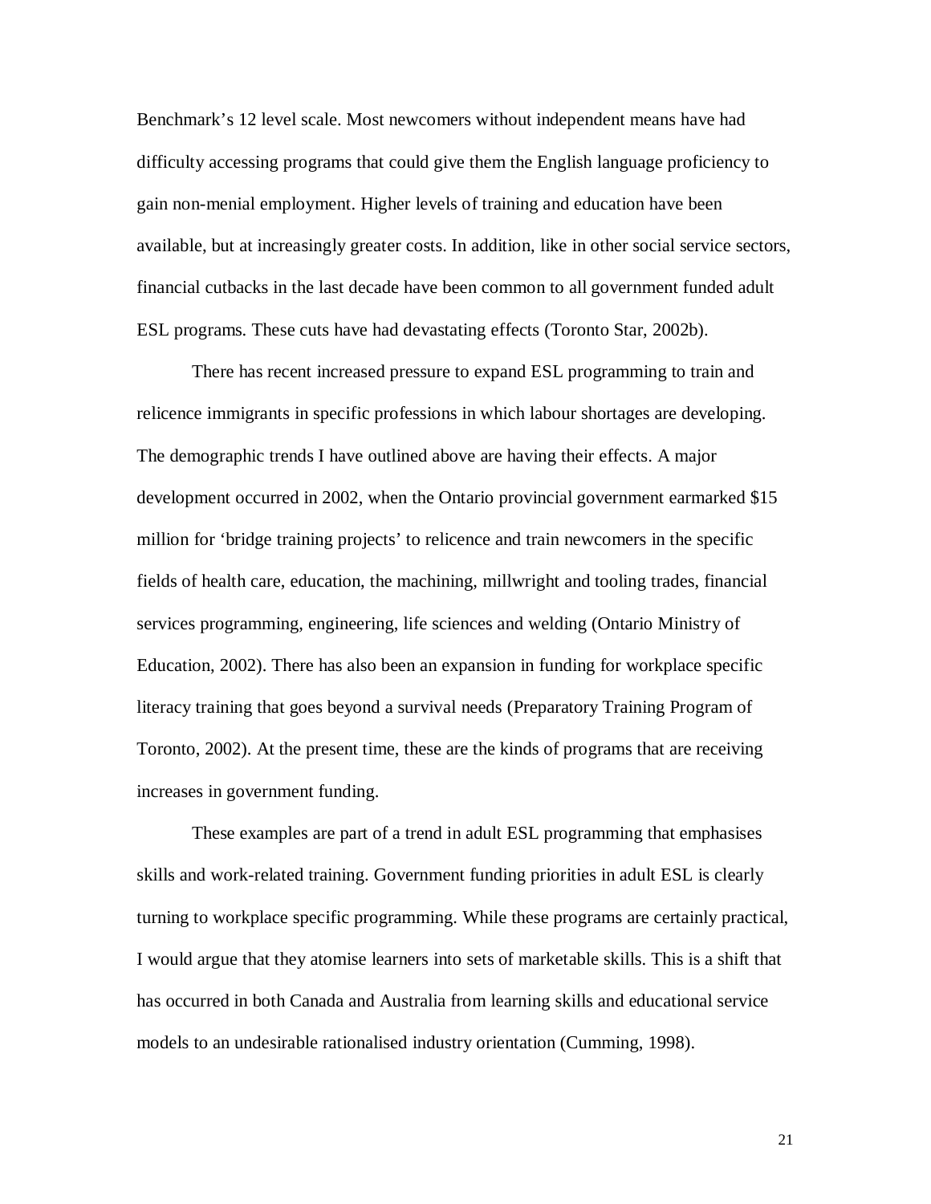Benchmark's 12 level scale. Most newcomers without independent means have had difficulty accessing programs that could give them the English language proficiency to gain non-menial employment. Higher levels of training and education have been available, but at increasingly greater costs. In addition, like in other social service sectors, financial cutbacks in the last decade have been common to all government funded adult ESL programs. These cuts have had devastating effects (Toronto Star, 2002b).

There has recent increased pressure to expand ESL programming to train and relicence immigrants in specific professions in which labour shortages are developing. The demographic trends I have outlined above are having their effects. A major development occurred in 2002, when the Ontario provincial government earmarked $15 million for 'bridge training projects' to relicence and train newcomers in the specific fields of health care, education, the machining, millwright and tooling trades, financial services programming, engineering, life sciences and welding (Ontario Ministry of Education, 2002). There has also been an expansion in funding for workplace specific literacy training that goes beyond a survival needs (Preparatory Training Program of Toronto, 2002). At the present time, these are the kinds of programs that are receiving increases in government funding.

These examples are part of a trend in adult ESL programming that emphasises skills and work-related training. Government funding priorities in adult ESL is clearly turning to workplace specific programming. While these programs are certainly practical, I would argue that they atomise learners into sets of marketable skills. This is a shift that has occurred in both Canada and Australia from learning skills and educational service models to an undesirable rationalised industry orientation (Cumming, 1998).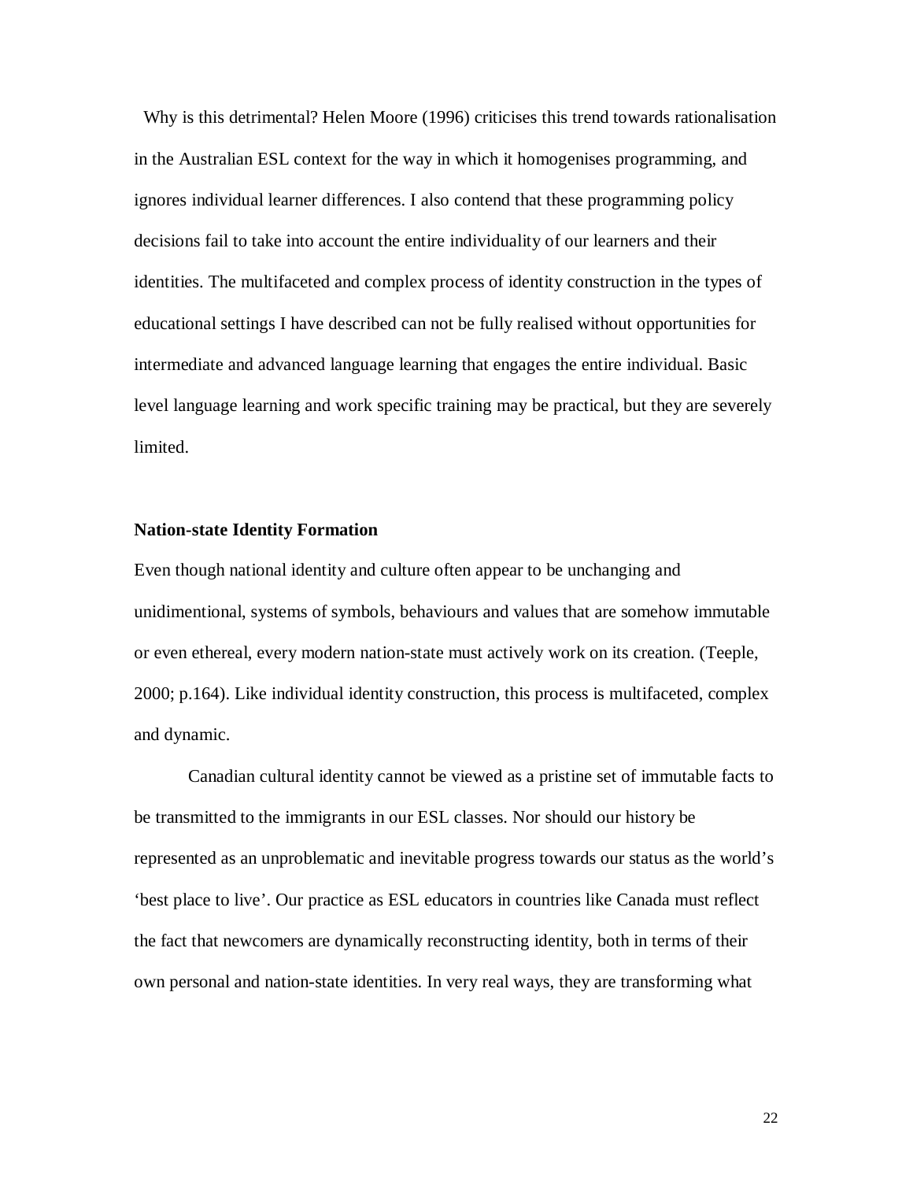Why is this detrimental? Helen Moore (1996) criticises this trend towards rationalisation in the Australian ESL context for the way in which it homogenises programming, and ignores individual learner differences. I also contend that these programming policy decisions fail to take into account the entire individuality of our learners and their identities. The multifaceted and complex process of identity construction in the types of educational settings I have described can not be fully realised without opportunities for intermediate and advanced language learning that engages the entire individual. Basic level language learning and work specific training may be practical, but they are severely limited.

**Nation-state Identity Formation**

Even though national identity and culture often appear to be unchanging and unidimentional, systems of symbols, behaviours and values that are somehow immutable or even ethereal, every modern nation-state must actively work on its creation. (Teeple, 2000; p.164). Like individual identity construction, this process is multifaceted, complex and dynamic.

Canadian cultural identity cannot be viewed as a pristine set of immutable facts to be transmitted to the immigrants in our ESL classes. Nor should our history be represented as an unproblematic and inevitable progress towards our status as the world's 'best place to live'. Our practice as ESL educators in countries like Canada must reflect the fact that newcomers are dynamically reconstructing identity, both in terms of their own personal and nation-state identities. In very real ways, they are transforming what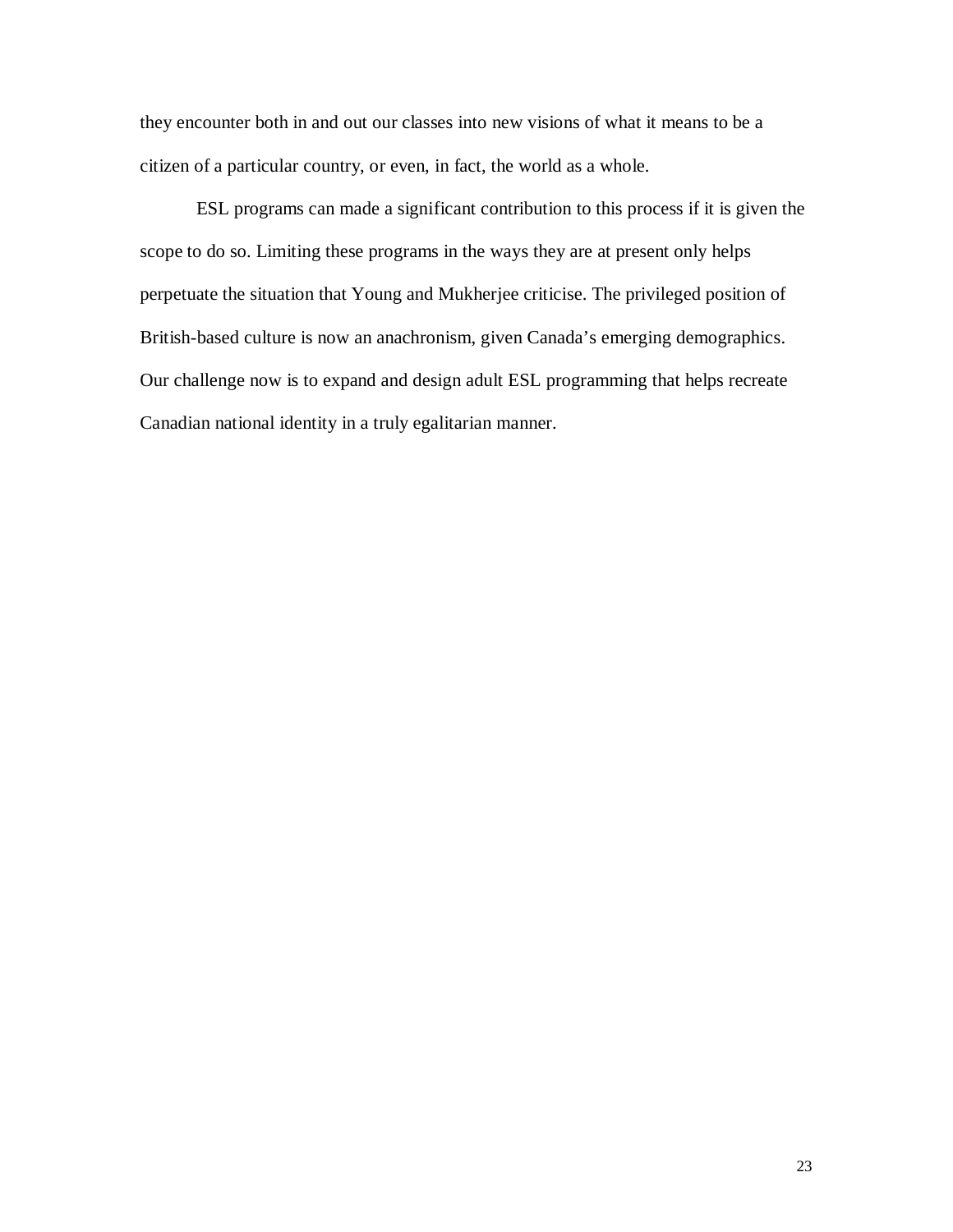they encounter both in and out our classes into new visions of what it means to be a citizen of a particular country, or even, in fact, the world as a whole.

ESL programs can made a significant contribution to this process if it is given the scope to do so. Limiting these programs in the ways they are at present only helps perpetuate the situation that Young and Mukherjee criticise. The privileged position of British-based culture is now an anachronism, given Canada's emerging demographics. Our challenge now is to expand and design adult ESL programming that helps recreate Canadian national identity in a truly egalitarian manner.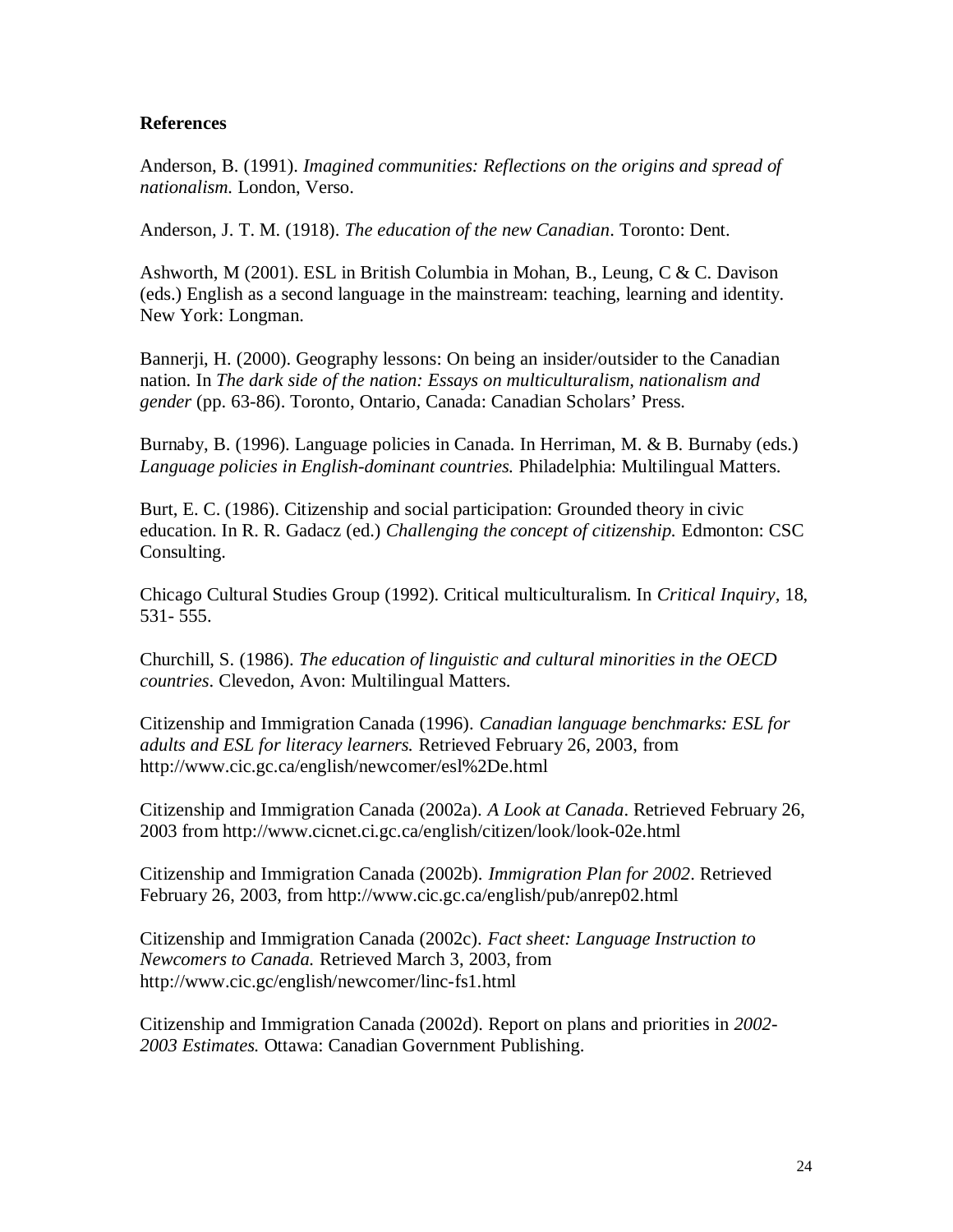**References**

Anderson, B. (1991). *Imagined communities: Reflections on the origins and spread of nationalism.* London, Verso.

Anderson, J. T. M. (1918). *The education of the new Canadian*. Toronto: Dent.

Ashworth, M (2001). ESL in British Columbia in Mohan, B., Leung, C & C. Davison (eds.) English as a second language in the mainstream: teaching, learning and identity. New York: Longman.

Bannerji, H. (2000). Geography lessons: On being an insider/outsider to the Canadian nation. In *The dark side of the nation: Essays on multiculturalism, nationalism and gender* (pp. 63-86). Toronto, Ontario, Canada: Canadian Scholars' Press.

Burnaby, B. (1996). Language policies in Canada. In Herriman, M. & B. Burnaby (eds.) *Language policies in English-dominant countries.* Philadelphia: Multilingual Matters.

Burt, E. C. (1986). Citizenship and social participation: Grounded theory in civic education. In R. R. Gadacz (ed.) *Challenging the concept of citizenship.* Edmonton: CSC Consulting.

Chicago Cultural Studies Group (1992). Critical multiculturalism. In *Critical Inquiry,* 18, 531- 555.

Churchill, S. (1986). *The education of linguistic and cultural minorities in the OECD countries*. Clevedon, Avon: Multilingual Matters.

Citizenship and Immigration Canada (1996). *Canadian language benchmarks: ESL for adults and ESL for literacy learners.* Retrieved February 26, 2003, from http://www.cic.gc.ca/english/newcomer/esl%2De.html

Citizenship and Immigration Canada (2002a). *A Look at Canada*. Retrieved February 26, 2003 from http://www.cicnet.ci.gc.ca/english/citizen/look/look-02e.html

Citizenship and Immigration Canada (2002b). *Immigration Plan for 2002*. Retrieved February 26, 2003, from http://www.cic.gc.ca/english/pub/anrep02.html

Citizenship and Immigration Canada (2002c). *Fact sheet: Language Instruction to Newcomers to Canada.* Retrieved March 3, 2003, from http://www.cic.gc/english/newcomer/linc-fs1.html

Citizenship and Immigration Canada (2002d). Report on plans and priorities in *2002-2003 Estimates.* Ottawa: Canadian Government Publishing.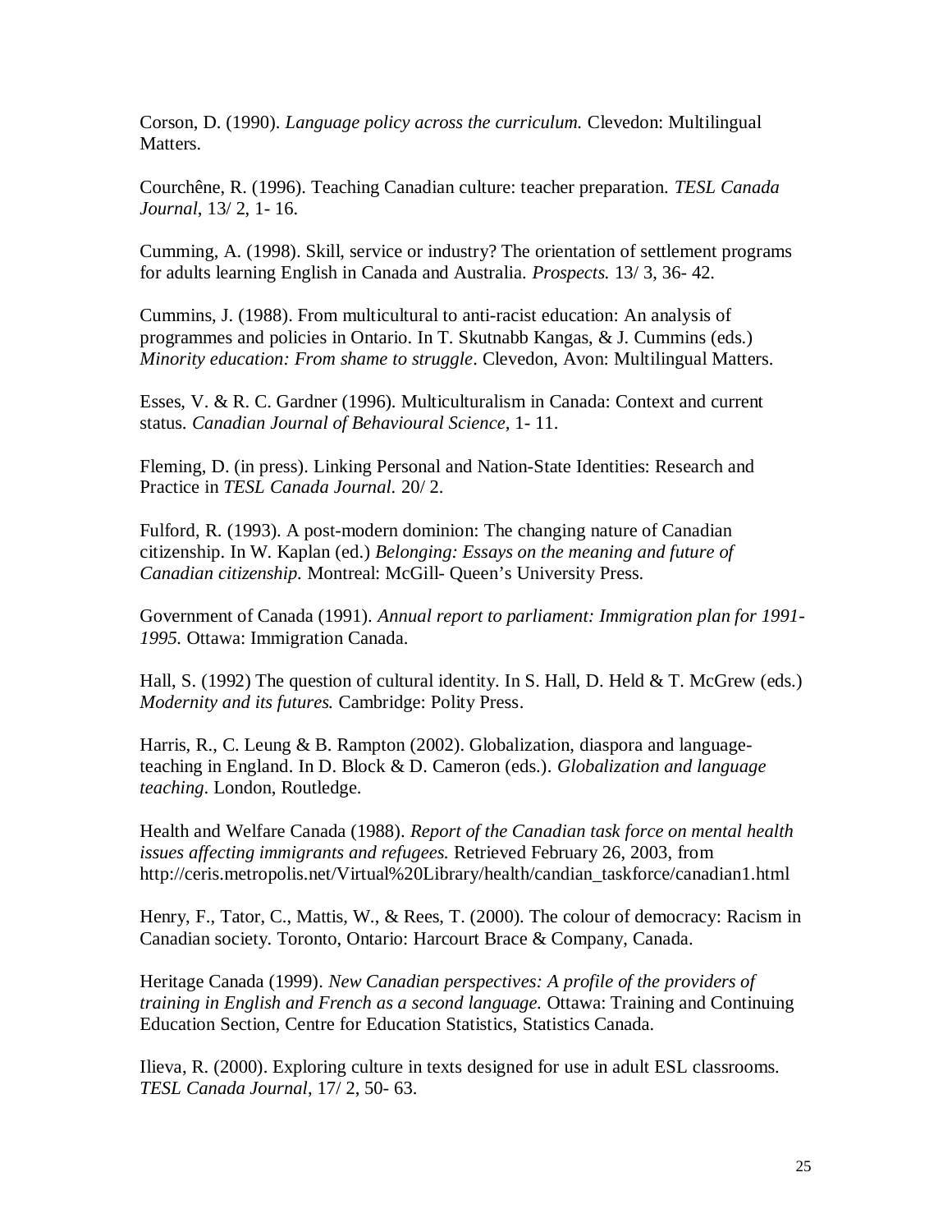Corson, D. (1990). *Language policy across the curriculum.* Clevedon: Multilingual Matters.

Courchêne, R. (1996). Teaching Canadian culture: teacher preparation. *TESL Canada Journal*, 13/ 2, 1- 16.

Cumming, A. (1998). Skill, service or industry? The orientation of settlement programs for adults learning English in Canada and Australia. *Prospects.* 13/ 3, 36- 42.

Cummins, J. (1988). From multicultural to anti-racist education: An analysis of programmes and policies in Ontario. In T. Skutnabb Kangas, & J. Cummins (eds.) *Minority education: From shame to struggle*. Clevedon, Avon: Multilingual Matters.

Esses, V. & R. C. Gardner (1996). Multiculturalism in Canada: Context and current status. *Canadian Journal of Behavioural Science,* 1- 11.

Fleming, D. (in press). Linking Personal and Nation-State Identities: Research and Practice in *TESL Canada Journal.* 20/ 2.

Fulford, R. (1993). A post-modern dominion: The changing nature of Canadian citizenship. In W. Kaplan (ed.) *Belonging: Essays on the meaning and future of Canadian citizenship.* Montreal: McGill- Queen's University Press.

Government of Canada (1991). *Annual report to parliament: Immigration plan for 1991-1995.* Ottawa: Immigration Canada.

Hall, S. (1992) The question of cultural identity. In S. Hall, D. Held & T. McGrew (eds.) *Modernity and its futures.* Cambridge: Polity Press.

Harris, R., C. Leung & B. Rampton (2002). Globalization, diaspora and language-teaching in England. In D. Block & D. Cameron (eds.). *Globalization and language teaching*. London, Routledge.

Health and Welfare Canada (1988). *Report of the Canadian task force on mental health issues affecting immigrants and refugees.* Retrieved February 26, 2003, from http://ceris.metropolis.net/Virtual%20Library/health/candian_taskforce/canadian1.html

Henry, F., Tator, C., Mattis, W., & Rees, T. (2000). The colour of democracy: Racism in Canadian society. Toronto, Ontario: Harcourt Brace & Company, Canada.

Heritage Canada (1999). *New Canadian perspectives: A profile of the providers of training in English and French as a second language.* Ottawa: Training and Continuing Education Section, Centre for Education Statistics, Statistics Canada.

Ilieva, R. (2000). Exploring culture in texts designed for use in adult ESL classrooms. *TESL Canada Journal*, 17/ 2, 50- 63.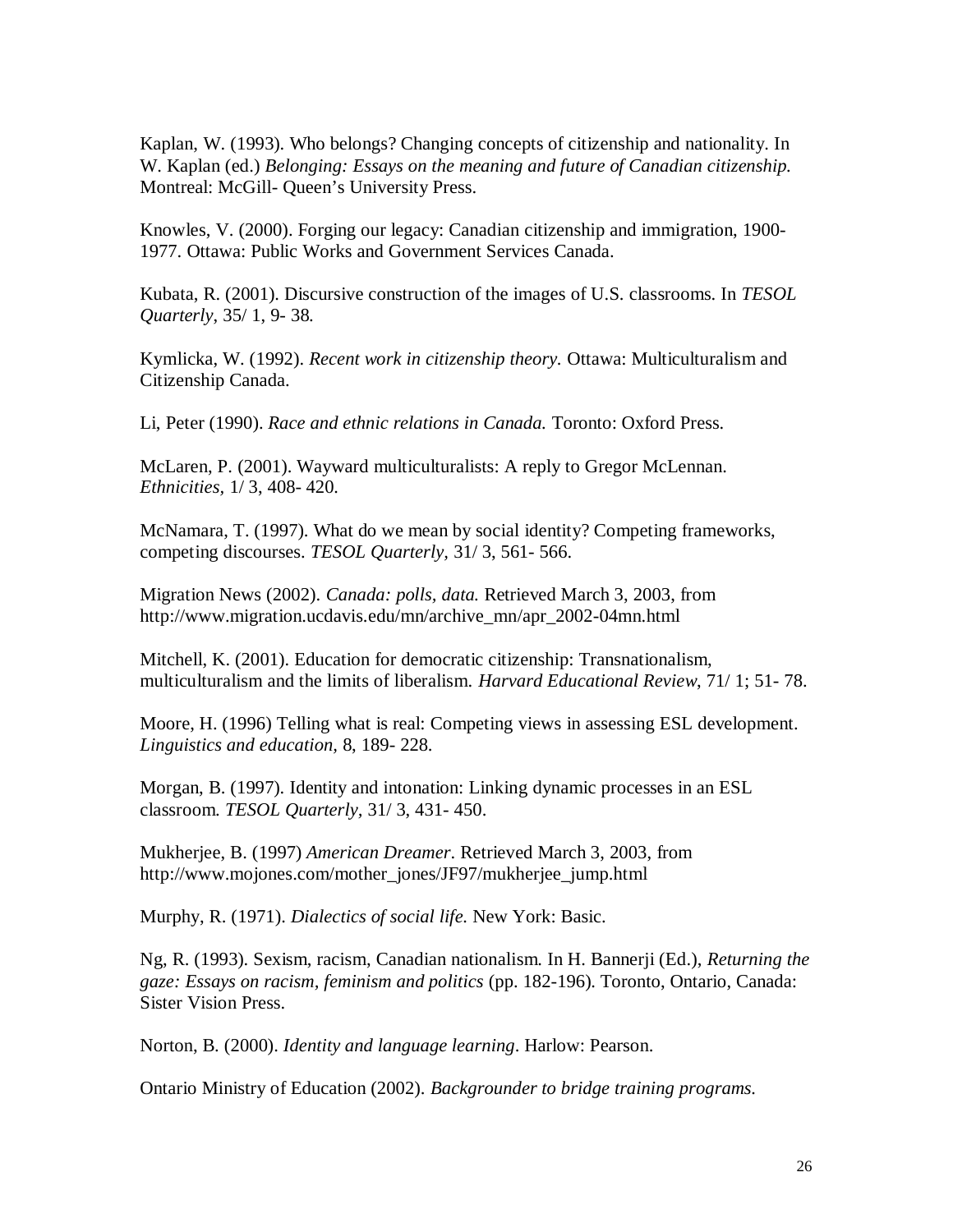Kaplan, W. (1993). Who belongs? Changing concepts of citizenship and nationality. In W. Kaplan (ed.) *Belonging: Essays on the meaning and future of Canadian citizenship.* Montreal: McGill- Queen's University Press.

Knowles, V. (2000). Forging our legacy: Canadian citizenship and immigration, 1900- 1977. Ottawa: Public Works and Government Services Canada.

Kubata, R. (2001). Discursive construction of the images of U.S. classrooms. In *TESOL Quarterly*, 35/ 1, 9- 38.

Kymlicka, W. (1992). *Recent work in citizenship theory.* Ottawa: Multiculturalism and Citizenship Canada.

Li, Peter (1990). *Race and ethnic relations in Canada.* Toronto: Oxford Press.

McLaren, P. (2001). Wayward multiculturalists: A reply to Gregor McLennan. *Ethnicities*, 1/ 3, 408- 420.

McNamara, T. (1997). What do we mean by social identity? Competing frameworks, competing discourses. *TESOL Quarterly,* 31/ 3, 561- 566.

Migration News (2002). *Canada: polls, data.* Retrieved March 3, 2003, from http://www.migration.ucdavis.edu/mn/archive_mn/apr_2002-04mn.html

Mitchell, K. (2001). Education for democratic citizenship: Transnationalism, multiculturalism and the limits of liberalism. *Harvard Educational Review*, 71/ 1; 51- 78.

Moore, H. (1996) Telling what is real: Competing views in assessing ESL development. *Linguistics and education,* 8, 189- 228.

Morgan, B. (1997). Identity and intonation: Linking dynamic processes in an ESL classroom. *TESOL Quarterly*, 31/ 3, 431- 450.

Mukherjee, B. (1997) *American Dreamer*. Retrieved March 3, 2003, from http://www.mojones.com/mother_jones/JF97/mukherjee_jump.html

Murphy, R. (1971). *Dialectics of social life.* New York: Basic.

Ng, R. (1993). Sexism, racism, Canadian nationalism. In H. Bannerji (Ed.), *Returning the gaze: Essays on racism, feminism and politics* (pp. 182-196). Toronto, Ontario, Canada: Sister Vision Press.

Norton, B. (2000). *Identity and language learning*. Harlow: Pearson.

Ontario Ministry of Education (2002). *Backgrounder to bridge training programs.*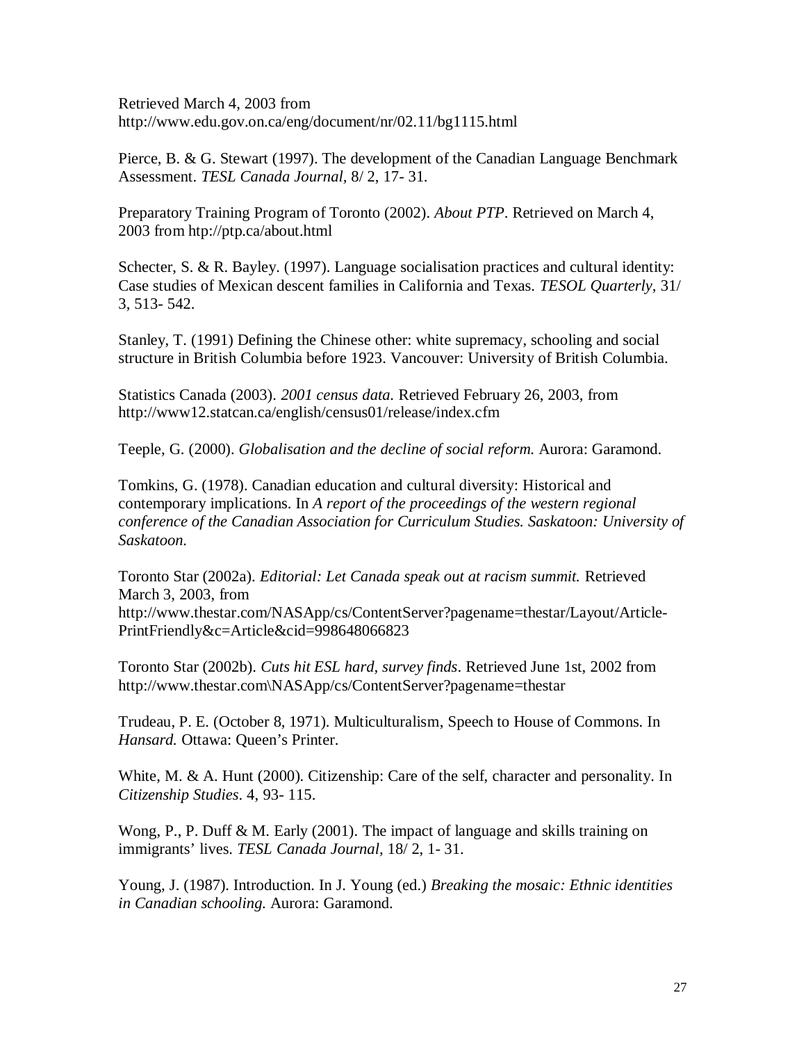Retrieved March 4, 2003 from http://www.edu.gov.on.ca/eng/document/nr/02.11/bg1115.html

Pierce, B. & G. Stewart (1997). The development of the Canadian Language Benchmark Assessment. *TESL Canada Journal,* 8/ 2, 17- 31.

Preparatory Training Program of Toronto (2002). *About PTP*. Retrieved on March 4, 2003 from htp://ptp.ca/about.html

Schecter, S. & R. Bayley. (1997). Language socialisation practices and cultural identity: Case studies of Mexican descent families in California and Texas. *TESOL Quarterly,* 31/ 3, 513- 542.

Stanley, T. (1991) Defining the Chinese other: white supremacy, schooling and social structure in British Columbia before 1923. Vancouver: University of British Columbia.

Statistics Canada (2003). *2001 census data.* Retrieved February 26, 2003, from http://www12.statcan.ca/english/census01/release/index.cfm

Teeple, G. (2000). *Globalisation and the decline of social reform.* Aurora: Garamond.

Tomkins, G. (1978). Canadian education and cultural diversity: Historical and contemporary implications. In *A report of the proceedings of the western regional conference of the Canadian Association for Curriculum Studies. Saskatoon: University of Saskatoon.*

Toronto Star (2002a). *Editorial: Let Canada speak out at racism summit.* Retrieved March 3, 2003, from http://www.thestar.com/NASApp/cs/ContentServer?pagename=thestar/Layout/Article-PrintFriendly&c=Article&cid=998648066823

Toronto Star (2002b). *Cuts hit ESL hard, survey finds*. Retrieved June 1st, 2002 from http://www.thestar.com\NASApp/cs/ContentServer?pagename=thestar

Trudeau, P. E. (October 8, 1971). Multiculturalism, Speech to House of Commons. In *Hansard.* Ottawa: Queen's Printer.

White, M. & A. Hunt (2000). Citizenship: Care of the self, character and personality. In *Citizenship Studies*. 4, 93- 115.

Wong, P., P. Duff & M. Early (2001). The impact of language and skills training on immigrants' lives. *TESL Canada Journal,* 18/ 2, 1- 31.

Young, J. (1987). Introduction. In J. Young (ed.) *Breaking the mosaic: Ethnic identities in Canadian schooling.* Aurora: Garamond.